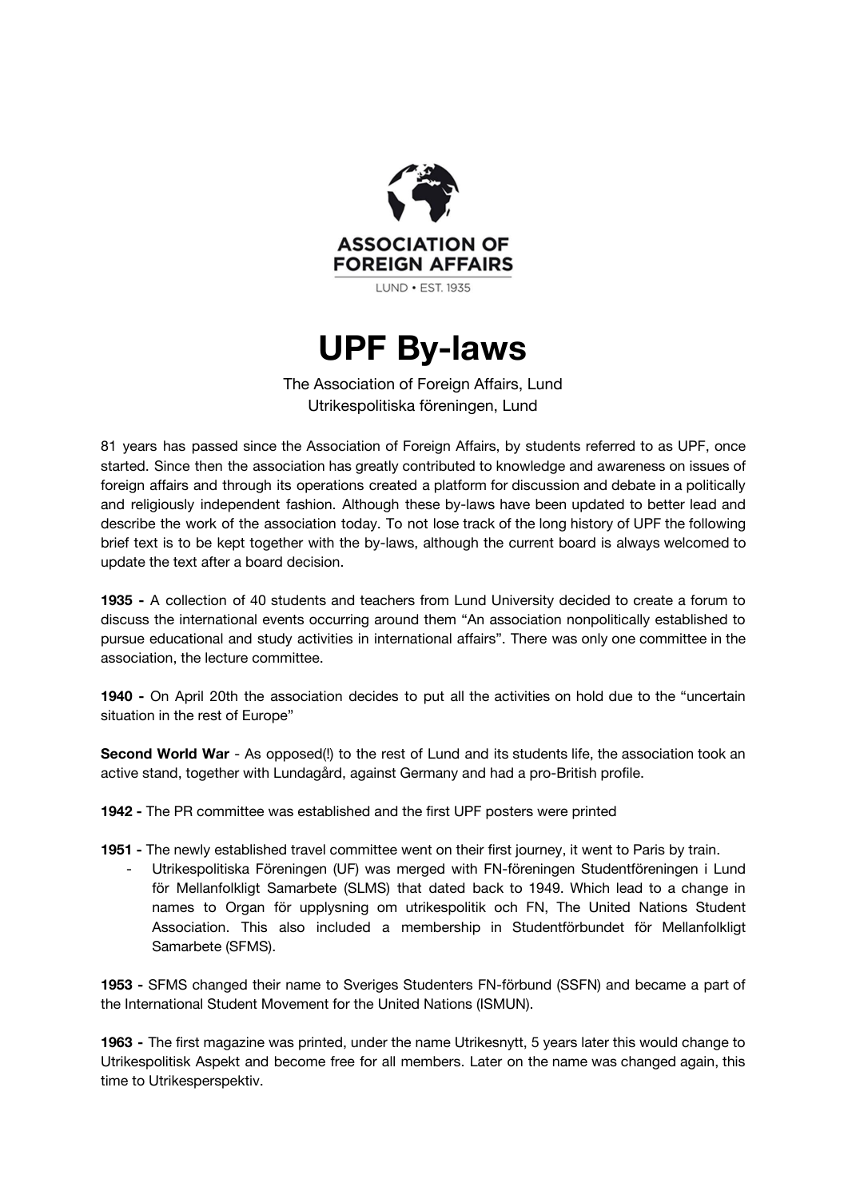ASSOCIATION OF FOREIGN AFFAIRS

LUND • EST. 1935

# UPF By-laws

The Association of Foreign Affairs, Lund
Utrikespolitiska föreningen, Lund

81 years has passed since the Association of Foreign Affairs, by students referred to as UPF, once started. Since then the association has greatly contributed to knowledge and awareness on issues of foreign affairs and through its operations created a platform for discussion and debate in a politically and religiously independent fashion. Although these by-laws have been updated to better lead and describe the work of the association today. To not lose track of the long history of UPF the following brief text is to be kept together with the by-laws, although the current board is always welcomed to update the text after a board decision.

**1935 -** A collection of 40 students and teachers from Lund University decided to create a forum to discuss the international events occurring around them "An association nonpolitically established to pursue educational and study activities in international affairs". There was only one committee in the association, the lecture committee.

**1940 -** On April 20th the association decides to put all the activities on hold due to the "uncertain situation in the rest of Europe"

**Second World War** - As opposed(!) to the rest of Lund and its students life, the association took an active stand, together with Lundagård, against Germany and had a pro-British profile.

**1942 -** The PR committee was established and the first UPF posters were printed

**1951 -** The newly established travel committee went on their first journey, it went to Paris by train.

- Utrikespolitiska Föreningen (UF) was merged with FN-föreningen Studentföreningen i Lund för Mellanfolkligt Samarbete (SLMS) that dated back to 1949. Which lead to a change in names to Organ för upplysning om utrikespolitik och FN, The United Nations Student Association. This also included a membership in Studentförbundet för Mellanfolkligt Samarbete (SFMS).

**1953 -** SFMS changed their name to Sveriges Studenters FN-förbund (SSFN) and became a part of the International Student Movement for the United Nations (ISMUN).

**1963 -** The first magazine was printed, under the name Utrikesnytt, 5 years later this would change to Utrikespolitisk Aspekt and become free for all members. Later on the name was changed again, this time to Utrikesperspektiv.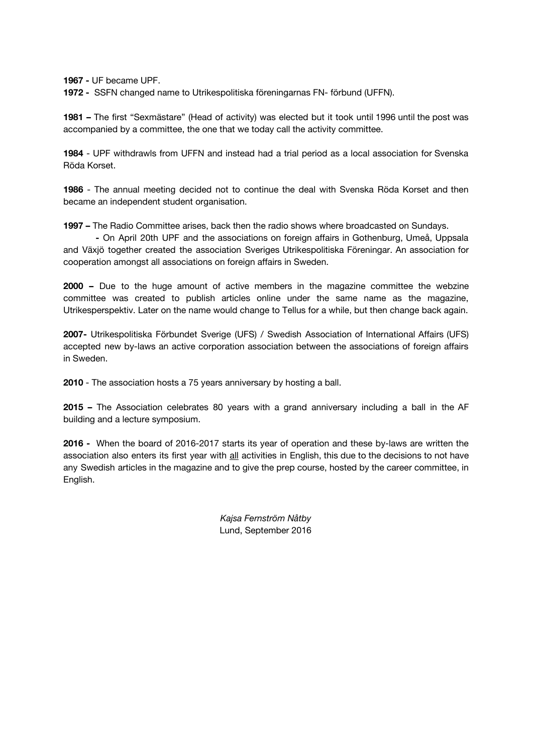**1967 -** UF became UPF.

**1972 -** SSFN changed name to Utrikespolitiska föreningarnas FN- förbund (UFFN).

**1981 –** The first "Sexmästare" (Head of activity) was elected but it took until 1996 until the post was accompanied by a committee, the one that we today call the activity committee.

**1984** - UPF withdrawls from UFFN and instead had a trial period as a local association for Svenska Röda Korset.

**1986** - The annual meeting decided not to continue the deal with Svenska Röda Korset and then became an independent student organisation.

**1997 –** The Radio Committee arises, back then the radio shows where broadcasted on Sundays.

- On April 20th UPF and the associations on foreign affairs in Gothenburg, Umeå, Uppsala and Växjö together created the association Sveriges Utrikespolitiska Föreningar. An association for cooperation amongst all associations on foreign affairs in Sweden.

**2000 –** Due to the huge amount of active members in the magazine committee the webzine committee was created to publish articles online under the same name as the magazine, Utrikesperspektiv. Later on the name would change to Tellus for a while, but then change back again.

**2007-** Utrikespolitiska Förbundet Sverige (UFS) / Swedish Association of International Affairs (UFS) accepted new by-laws an active corporation association between the associations of foreign affairs in Sweden.

**2010** - The association hosts a 75 years anniversary by hosting a ball.

**2015 –** The Association celebrates 80 years with a grand anniversary including a ball in the AF building and a lecture symposium.

**2016 -** When the board of 2016-2017 starts its year of operation and these by-laws are written the association also enters its first year with <u>all</u> activities in English, this due to the decisions to not have any Swedish articles in the magazine and to give the prep course, hosted by the career committee, in English.

*Kajsa Fernström Nåtby*
Lund, September 2016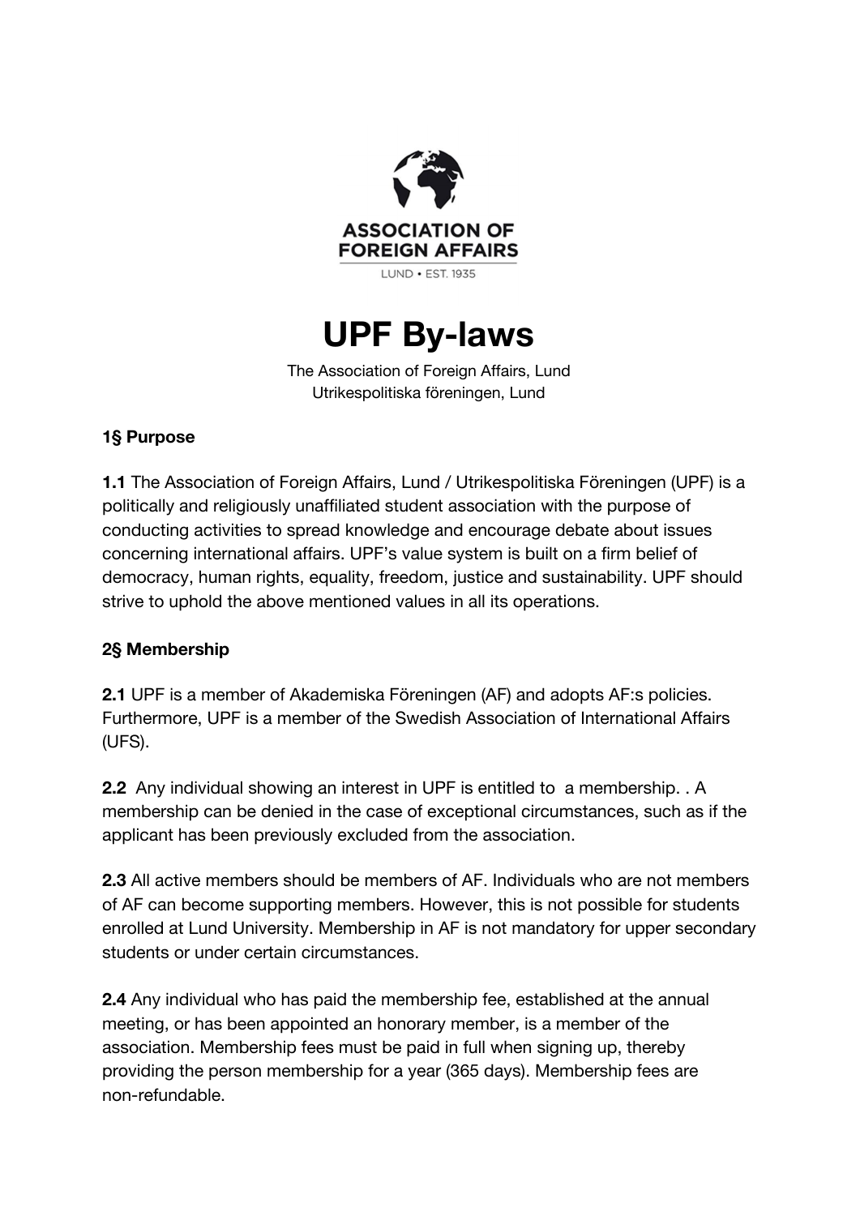ASSOCIATION OF FOREIGN AFFAIRS

LUND • EST. 1935

# UPF By-laws

The Association of Foreign Affairs, Lund
Utrikespolitiska föreningen, Lund

### 1§ Purpose

**1.1** The Association of Foreign Affairs, Lund / Utrikespolitiska Föreningen (UPF) is a politically and religiously unaffiliated student association with the purpose of conducting activities to spread knowledge and encourage debate about issues concerning international affairs. UPF's value system is built on a firm belief of democracy, human rights, equality, freedom, justice and sustainability. UPF should strive to uphold the above mentioned values in all its operations.

### 2§ Membership

**2.1** UPF is a member of Akademiska Föreningen (AF) and adopts AF:s policies. Furthermore, UPF is a member of the Swedish Association of International Affairs (UFS).

**2.2** Any individual showing an interest in UPF is entitled to a membership. . A membership can be denied in the case of exceptional circumstances, such as if the applicant has been previously excluded from the association.

**2.3** All active members should be members of AF. Individuals who are not members of AF can become supporting members. However, this is not possible for students enrolled at Lund University. Membership in AF is not mandatory for upper secondary students or under certain circumstances.

**2.4** Any individual who has paid the membership fee, established at the annual meeting, or has been appointed an honorary member, is a member of the association. Membership fees must be paid in full when signing up, thereby providing the person membership for a year (365 days). Membership fees are non-refundable.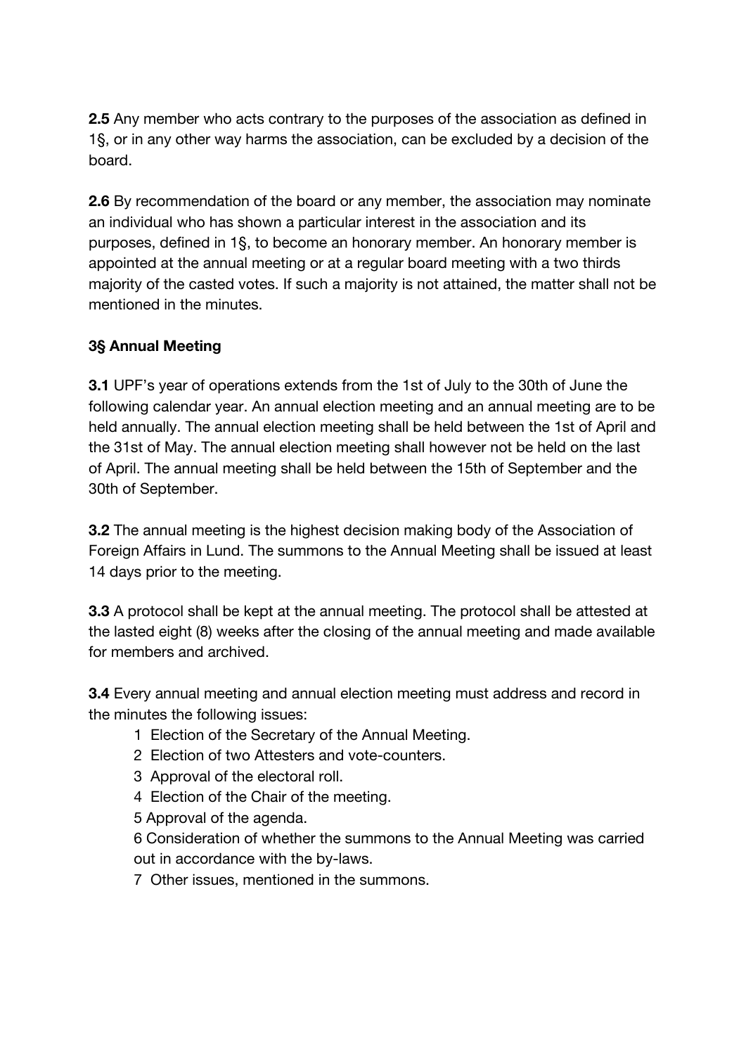**2.5** Any member who acts contrary to the purposes of the association as defined in 1§, or in any other way harms the association, can be excluded by a decision of the board.

**2.6** By recommendation of the board or any member, the association may nominate an individual who has shown a particular interest in the association and its purposes, defined in 1§, to become an honorary member. An honorary member is appointed at the annual meeting or at a regular board meeting with a two thirds majority of the casted votes. If such a majority is not attained, the matter shall not be mentioned in the minutes.

**3§ Annual Meeting**

**3.1** UPF's year of operations extends from the 1st of July to the 30th of June the following calendar year. An annual election meeting and an annual meeting are to be held annually. The annual election meeting shall be held between the 1st of April and the 31st of May. The annual election meeting shall however not be held on the last of April. The annual meeting shall be held between the 15th of September and the 30th of September.

**3.2** The annual meeting is the highest decision making body of the Association of Foreign Affairs in Lund. The summons to the Annual Meeting shall be issued at least 14 days prior to the meeting.

**3.3** A protocol shall be kept at the annual meeting. The protocol shall be attested at the lasted eight (8) weeks after the closing of the annual meeting and made available for members and archived.

**3.4** Every annual meeting and annual election meeting must address and record in the minutes the following issues:

1. Election of the Secretary of the Annual Meeting.
2. Election of two Attesters and vote-counters.
3. Approval of the electoral roll.
4. Election of the Chair of the meeting.
5. Approval of the agenda.
6. Consideration of whether the summons to the Annual Meeting was carried out in accordance with the by-laws.
7. Other issues, mentioned in the summons.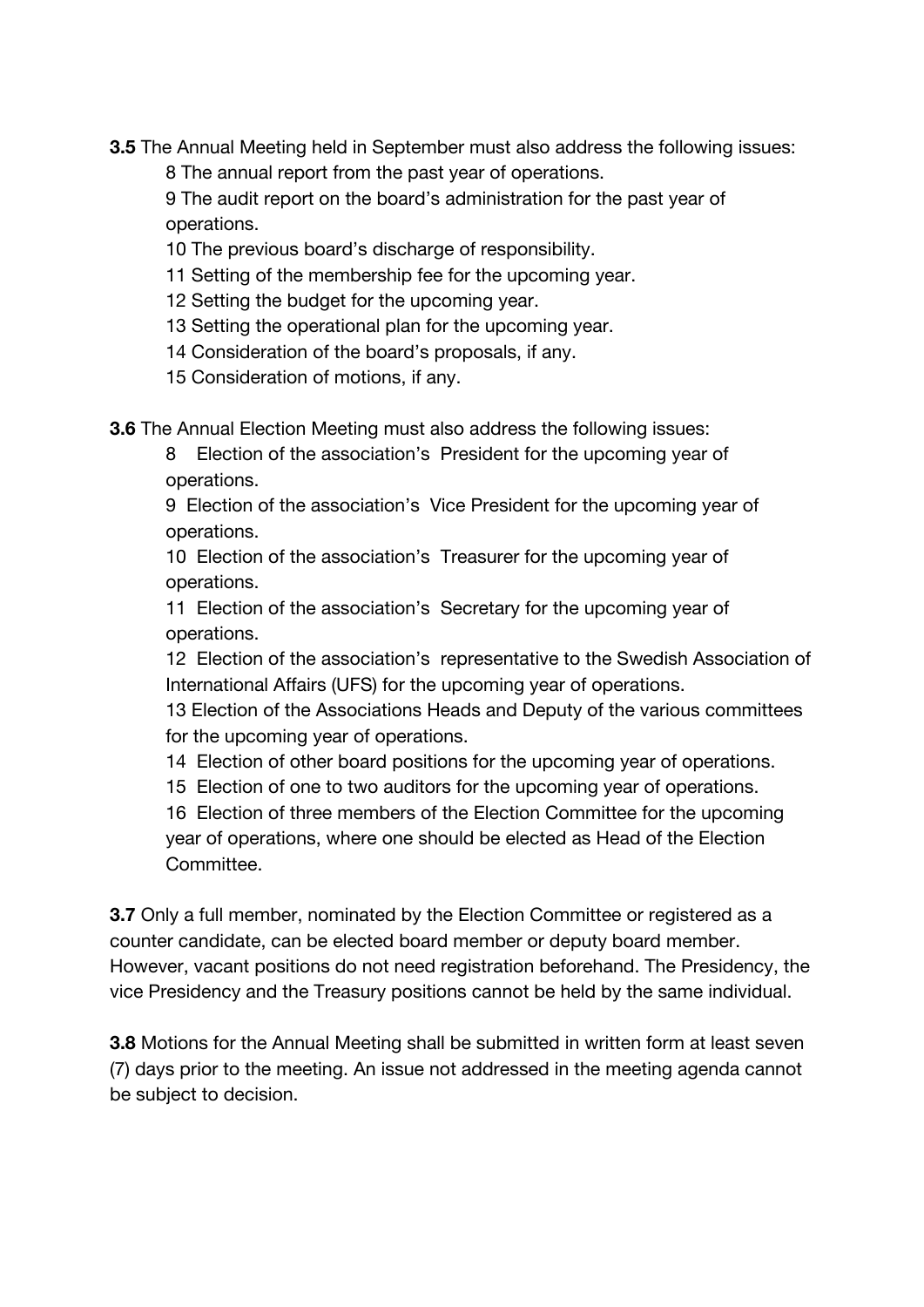**3.5** The Annual Meeting held in September must also address the following issues:

8 The annual report from the past year of operations.

9 The audit report on the board's administration for the past year of operations.

10 The previous board's discharge of responsibility.

11 Setting of the membership fee for the upcoming year.

12 Setting the budget for the upcoming year.

13 Setting the operational plan for the upcoming year.

14 Consideration of the board's proposals, if any.

15 Consideration of motions, if any.

**3.6** The Annual Election Meeting must also address the following issues:

8 Election of the association's President for the upcoming year of operations.

9 Election of the association's Vice President for the upcoming year of operations.

10 Election of the association's Treasurer for the upcoming year of operations.

11 Election of the association's Secretary for the upcoming year of operations.

12 Election of the association's representative to the Swedish Association of International Affairs (UFS) for the upcoming year of operations.

13 Election of the Associations Heads and Deputy of the various committees for the upcoming year of operations.

14 Election of other board positions for the upcoming year of operations.

15 Election of one to two auditors for the upcoming year of operations.

16 Election of three members of the Election Committee for the upcoming year of operations, where one should be elected as Head of the Election Committee.

**3.7** Only a full member, nominated by the Election Committee or registered as a counter candidate, can be elected board member or deputy board member. However, vacant positions do not need registration beforehand. The Presidency, the vice Presidency and the Treasury positions cannot be held by the same individual.

**3.8** Motions for the Annual Meeting shall be submitted in written form at least seven (7) days prior to the meeting. An issue not addressed in the meeting agenda cannot be subject to decision.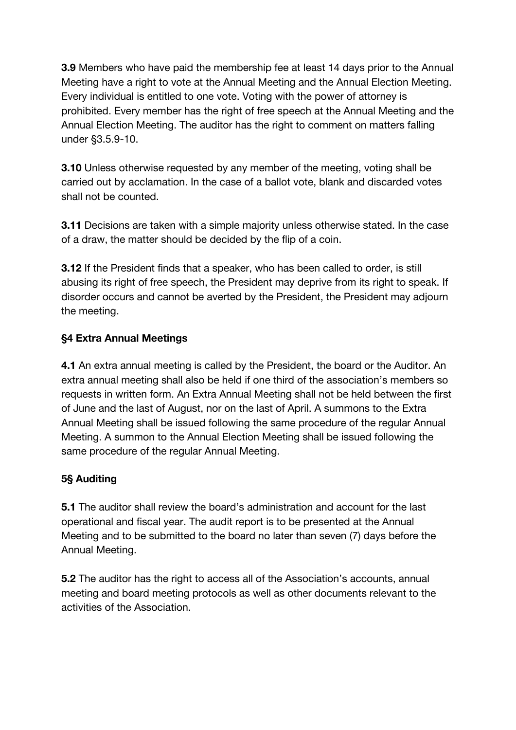**3.9** Members who have paid the membership fee at least 14 days prior to the Annual Meeting have a right to vote at the Annual Meeting and the Annual Election Meeting. Every individual is entitled to one vote. Voting with the power of attorney is prohibited. Every member has the right of free speech at the Annual Meeting and the Annual Election Meeting. The auditor has the right to comment on matters falling under §3.5.9-10.

**3.10** Unless otherwise requested by any member of the meeting, voting shall be carried out by acclamation. In the case of a ballot vote, blank and discarded votes shall not be counted.

**3.11** Decisions are taken with a simple majority unless otherwise stated. In the case of a draw, the matter should be decided by the flip of a coin.

**3.12** If the President finds that a speaker, who has been called to order, is still abusing its right of free speech, the President may deprive from its right to speak. If disorder occurs and cannot be averted by the President, the President may adjourn the meeting.

### §4 Extra Annual Meetings

**4.1** An extra annual meeting is called by the President, the board or the Auditor. An extra annual meeting shall also be held if one third of the association's members so requests in written form. An Extra Annual Meeting shall not be held between the first of June and the last of August, nor on the last of April. A summons to the Extra Annual Meeting shall be issued following the same procedure of the regular Annual Meeting. A summon to the Annual Election Meeting shall be issued following the same procedure of the regular Annual Meeting.

### 5§ Auditing

**5.1** The auditor shall review the board's administration and account for the last operational and fiscal year. The audit report is to be presented at the Annual Meeting and to be submitted to the board no later than seven (7) days before the Annual Meeting.

**5.2** The auditor has the right to access all of the Association's accounts, annual meeting and board meeting protocols as well as other documents relevant to the activities of the Association.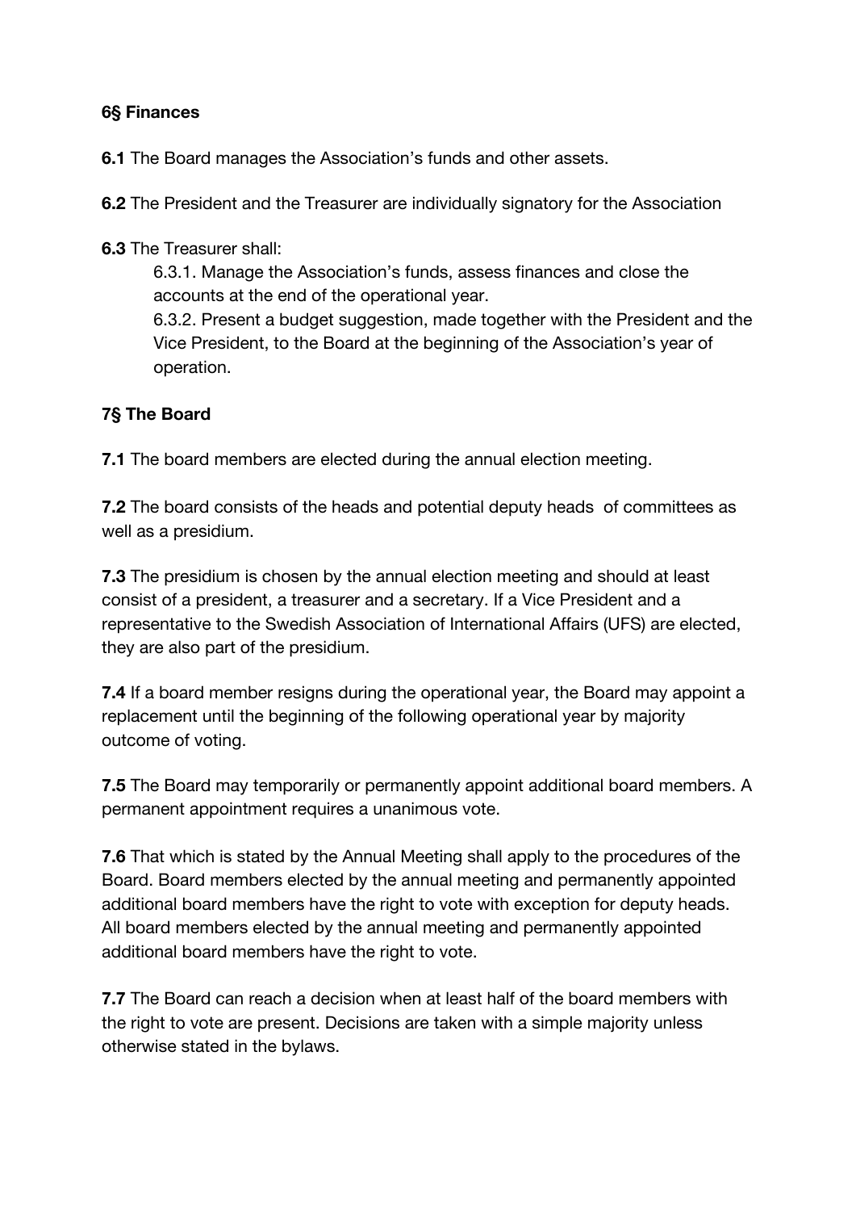**6§ Finances**

**6.1** The Board manages the Association's funds and other assets.

**6.2** The President and the Treasurer are individually signatory for the Association

**6.3** The Treasurer shall:

6.3.1. Manage the Association's funds, assess finances and close the accounts at the end of the operational year.

6.3.2. Present a budget suggestion, made together with the President and the Vice President, to the Board at the beginning of the Association's year of operation.

**7§ The Board**

**7.1** The board members are elected during the annual election meeting.

**7.2** The board consists of the heads and potential deputy heads of committees as well as a presidium.

**7.3** The presidium is chosen by the annual election meeting and should at least consist of a president, a treasurer and a secretary. If a Vice President and a representative to the Swedish Association of International Affairs (UFS) are elected, they are also part of the presidium.

**7.4** If a board member resigns during the operational year, the Board may appoint a replacement until the beginning of the following operational year by majority outcome of voting.

**7.5** The Board may temporarily or permanently appoint additional board members. A permanent appointment requires a unanimous vote.

**7.6** That which is stated by the Annual Meeting shall apply to the procedures of the Board. Board members elected by the annual meeting and permanently appointed additional board members have the right to vote with exception for deputy heads. All board members elected by the annual meeting and permanently appointed additional board members have the right to vote.

**7.7** The Board can reach a decision when at least half of the board members with the right to vote are present. Decisions are taken with a simple majority unless otherwise stated in the bylaws.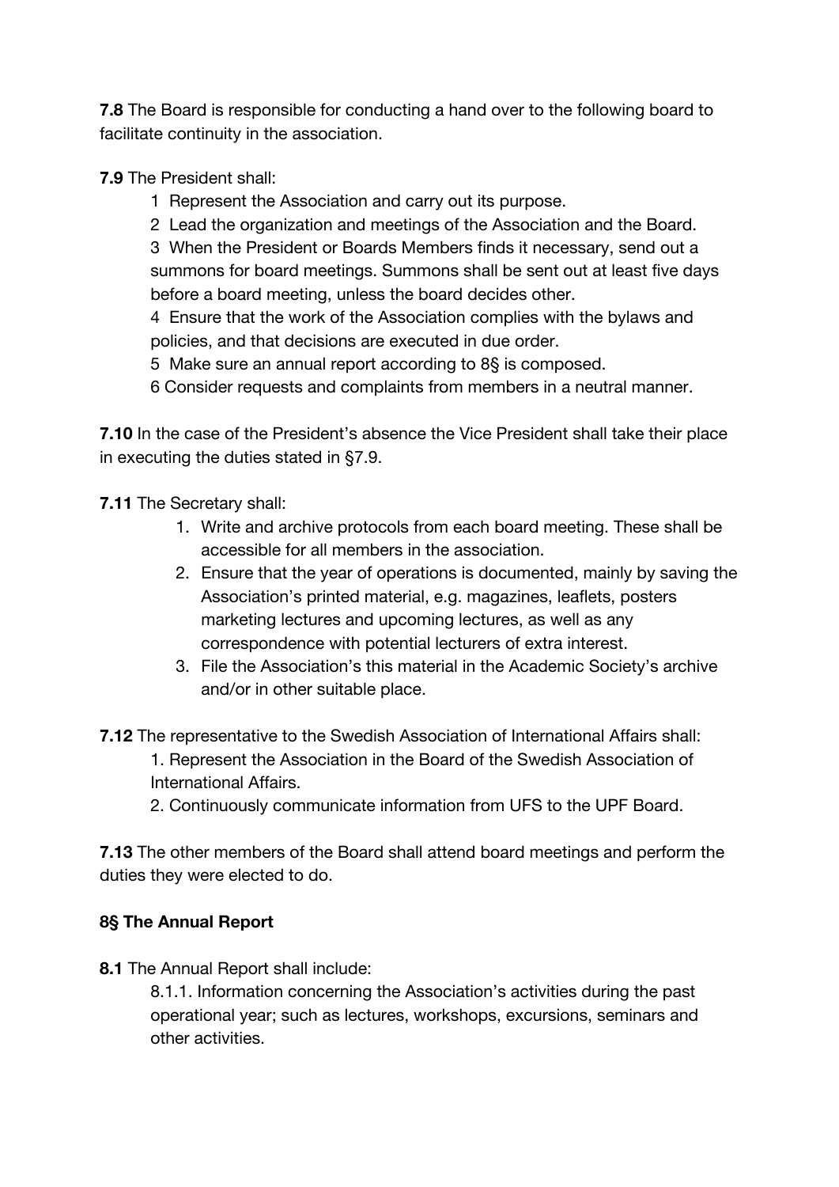**7.8** The Board is responsible for conducting a hand over to the following board to facilitate continuity in the association.

**7.9** The President shall:

1 Represent the Association and carry out its purpose.

2 Lead the organization and meetings of the Association and the Board.

3 When the President or Boards Members finds it necessary, send out a summons for board meetings. Summons shall be sent out at least five days before a board meeting, unless the board decides other.

4 Ensure that the work of the Association complies with the bylaws and policies, and that decisions are executed in due order.

5 Make sure an annual report according to 8§ is composed.

6 Consider requests and complaints from members in a neutral manner.

**7.10** In the case of the President's absence the Vice President shall take their place in executing the duties stated in §7.9.

**7.11** The Secretary shall:

1. Write and archive protocols from each board meeting. These shall be accessible for all members in the association.
2. Ensure that the year of operations is documented, mainly by saving the Association's printed material, e.g. magazines, leaflets, posters marketing lectures and upcoming lectures, as well as any correspondence with potential lecturers of extra interest.
3. File the Association's this material in the Academic Society's archive and/or in other suitable place.

**7.12** The representative to the Swedish Association of International Affairs shall:

1. Represent the Association in the Board of the Swedish Association of International Affairs.

2. Continuously communicate information from UFS to the UPF Board.

**7.13** The other members of the Board shall attend board meetings and perform the duties they were elected to do.

**8§ The Annual Report**

**8.1** The Annual Report shall include:

8.1.1. Information concerning the Association's activities during the past operational year; such as lectures, workshops, excursions, seminars and other activities.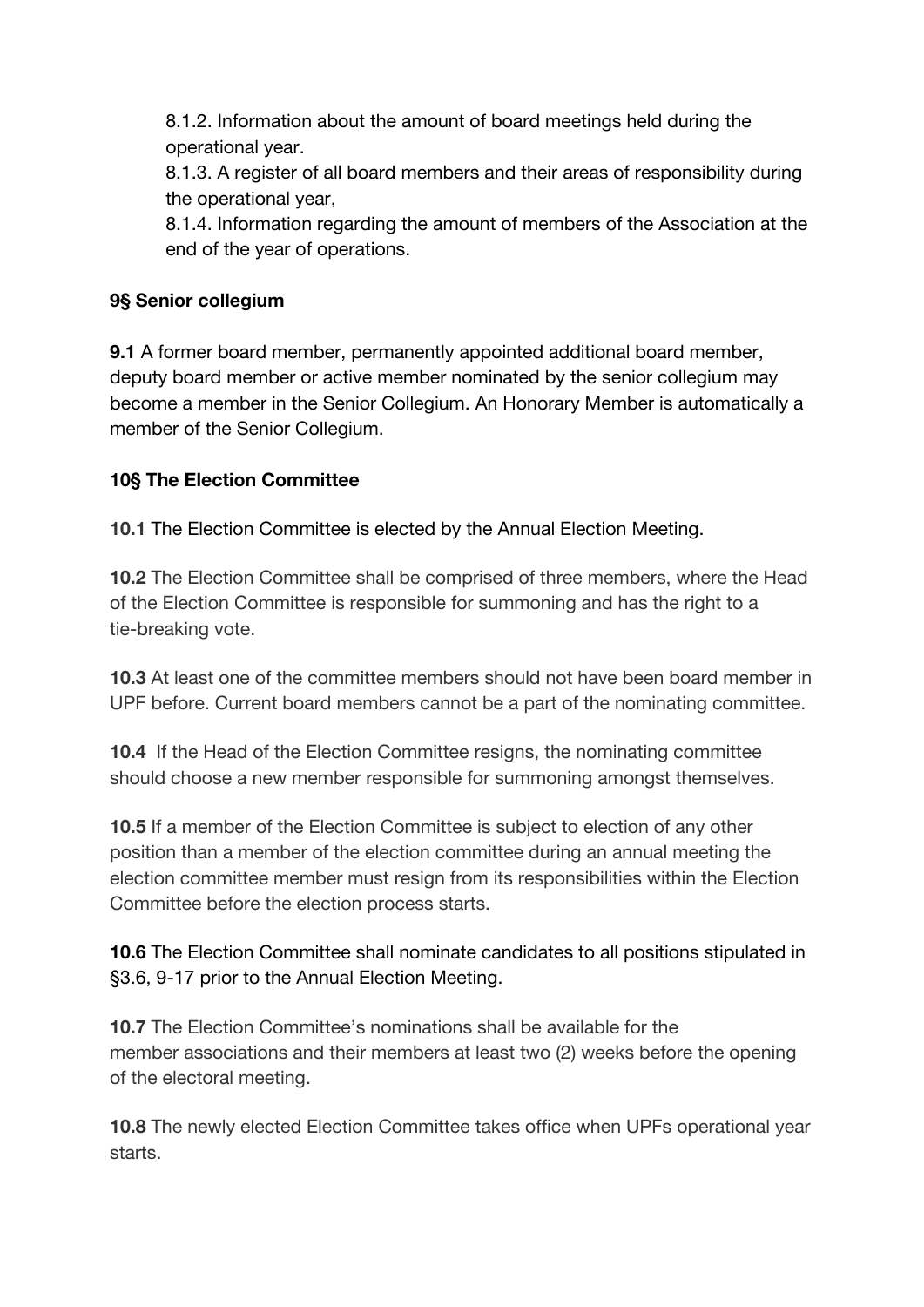8.1.2. Information about the amount of board meetings held during the operational year.
8.1.3. A register of all board members and their areas of responsibility during the operational year,
8.1.4. Information regarding the amount of members of the Association at the end of the year of operations.

### 9§ Senior collegium

**9.1** A former board member, permanently appointed additional board member, deputy board member or active member nominated by the senior collegium may become a member in the Senior Collegium. An Honorary Member is automatically a member of the Senior Collegium.

### 10§ The Election Committee

**10.1** The Election Committee is elected by the Annual Election Meeting.

**10.2** The Election Committee shall be comprised of three members, where the Head of the Election Committee is responsible for summoning and has the right to a tie-breaking vote.

**10.3** At least one of the committee members should not have been board member in UPF before. Current board members cannot be a part of the nominating committee.

**10.4** If the Head of the Election Committee resigns, the nominating committee should choose a new member responsible for summoning amongst themselves.

**10.5** If a member of the Election Committee is subject to election of any other position than a member of the election committee during an annual meeting the election committee member must resign from its responsibilities within the Election Committee before the election process starts.

**10.6** The Election Committee shall nominate candidates to all positions stipulated in §3.6, 9-17 prior to the Annual Election Meeting.

**10.7** The Election Committee's nominations shall be available for the member associations and their members at least two (2) weeks before the opening of the electoral meeting.

**10.8** The newly elected Election Committee takes office when UPFs operational year starts.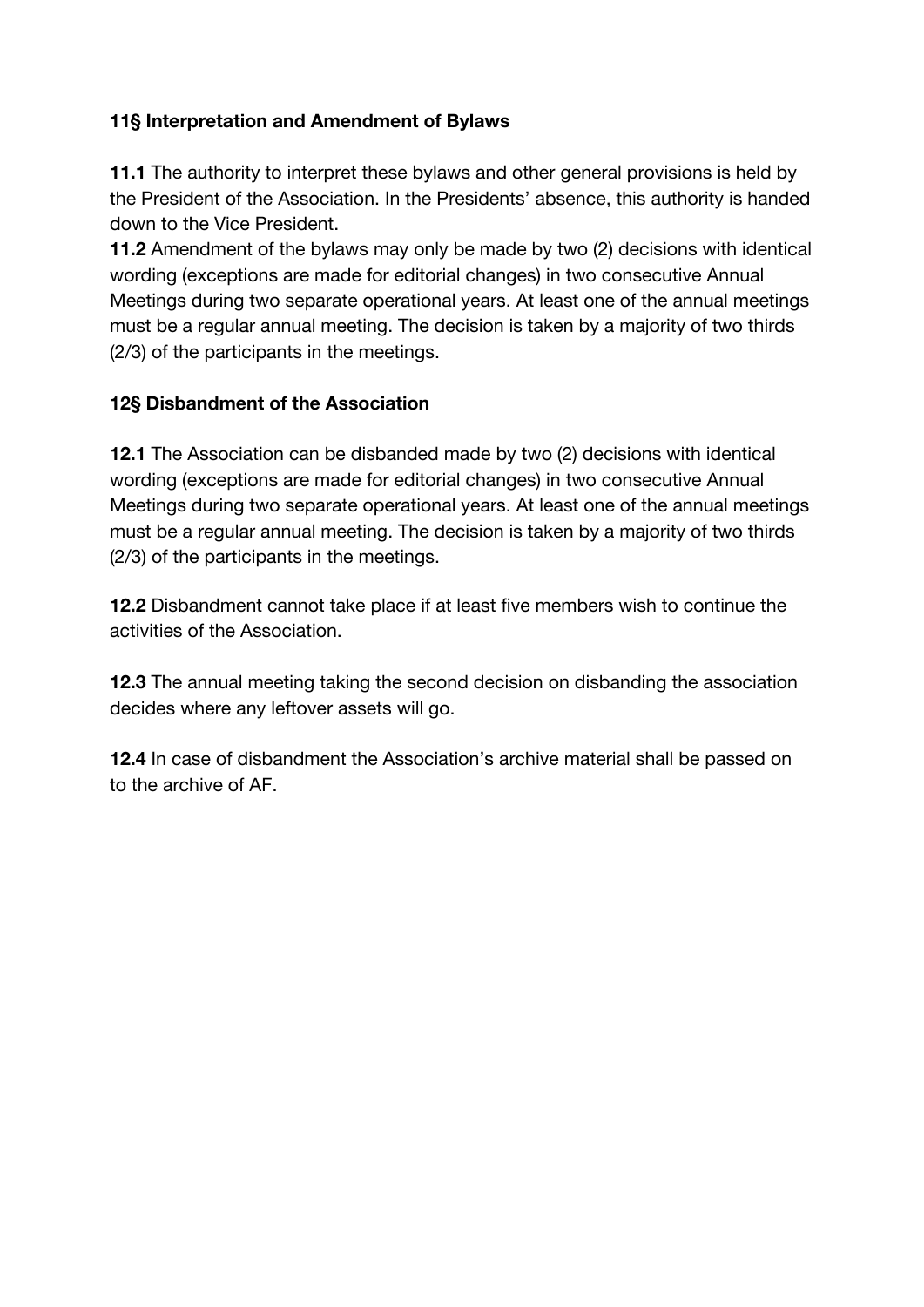### 11§ Interpretation and Amendment of Bylaws

**11.1** The authority to interpret these bylaws and other general provisions is held by the President of the Association. In the Presidents' absence, this authority is handed down to the Vice President.
**11.2** Amendment of the bylaws may only be made by two (2) decisions with identical wording (exceptions are made for editorial changes) in two consecutive Annual Meetings during two separate operational years. At least one of the annual meetings must be a regular annual meeting. The decision is taken by a majority of two thirds (2/3) of the participants in the meetings.

### 12§ Disbandment of the Association

**12.1** The Association can be disbanded made by two (2) decisions with identical wording (exceptions are made for editorial changes) in two consecutive Annual Meetings during two separate operational years. At least one of the annual meetings must be a regular annual meeting. The decision is taken by a majority of two thirds (2/3) of the participants in the meetings.

**12.2** Disbandment cannot take place if at least five members wish to continue the activities of the Association.

**12.3** The annual meeting taking the second decision on disbanding the association decides where any leftover assets will go.

**12.4** In case of disbandment the Association's archive material shall be passed on to the archive of AF.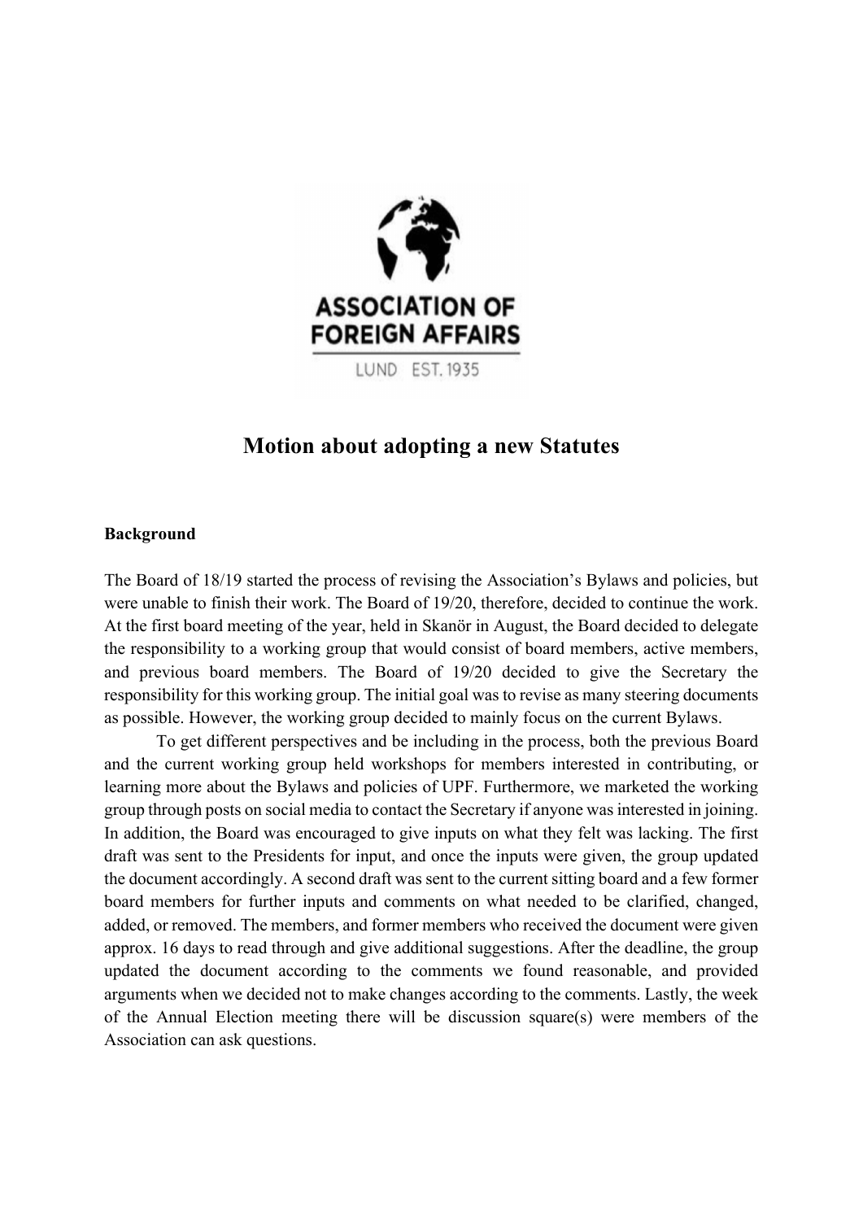# Motion about adopting a new Statutes

**Background**

The Board of 18/19 started the process of revising the Association's Bylaws and policies, but were unable to finish their work. The Board of 19/20, therefore, decided to continue the work. At the first board meeting of the year, held in Skanör in August, the Board decided to delegate the responsibility to a working group that would consist of board members, active members, and previous board members. The Board of 19/20 decided to give the Secretary the responsibility for this working group. The initial goal was to revise as many steering documents as possible. However, the working group decided to mainly focus on the current Bylaws.

To get different perspectives and be including in the process, both the previous Board and the current working group held workshops for members interested in contributing, or learning more about the Bylaws and policies of UPF. Furthermore, we marketed the working group through posts on social media to contact the Secretary if anyone was interested in joining. In addition, the Board was encouraged to give inputs on what they felt was lacking. The first draft was sent to the Presidents for input, and once the inputs were given, the group updated the document accordingly. A second draft was sent to the current sitting board and a few former board members for further inputs and comments on what needed to be clarified, changed, added, or removed. The members, and former members who received the document were given approx. 16 days to read through and give additional suggestions. After the deadline, the group updated the document according to the comments we found reasonable, and provided arguments when we decided not to make changes according to the comments. Lastly, the week of the Annual Election meeting there will be discussion square(s) were members of the Association can ask questions.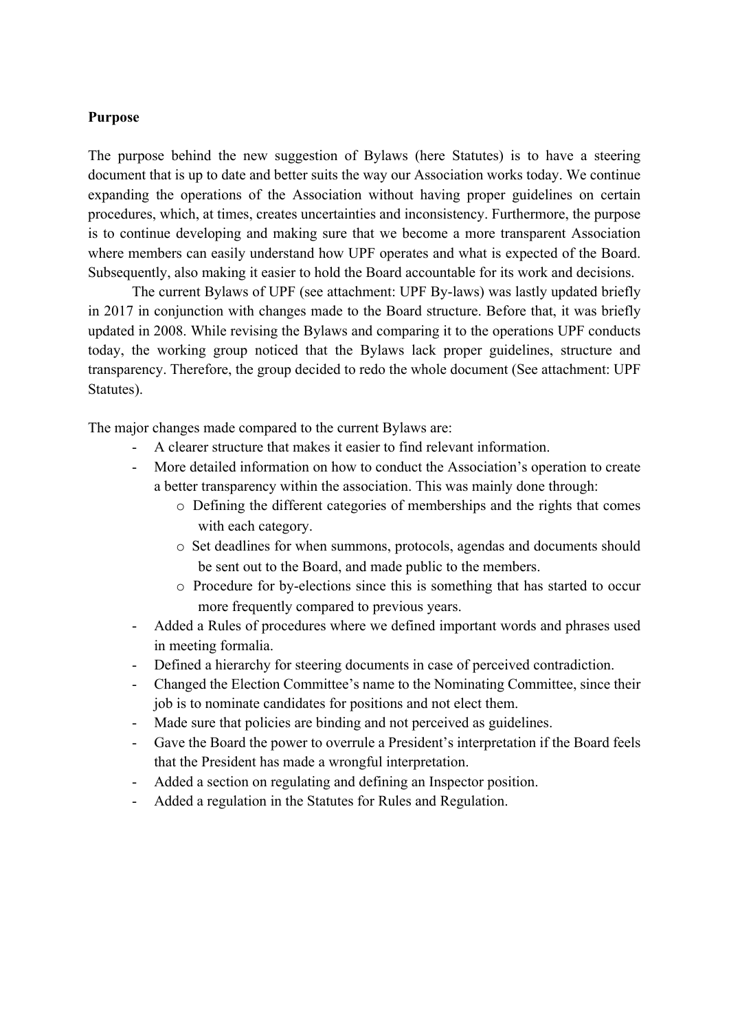**Purpose**

The purpose behind the new suggestion of Bylaws (here Statutes) is to have a steering document that is up to date and better suits the way our Association works today. We continue expanding the operations of the Association without having proper guidelines on certain procedures, which, at times, creates uncertainties and inconsistency. Furthermore, the purpose is to continue developing and making sure that we become a more transparent Association where members can easily understand how UPF operates and what is expected of the Board. Subsequently, also making it easier to hold the Board accountable for its work and decisions.

The current Bylaws of UPF (see attachment: UPF By-laws) was lastly updated briefly in 2017 in conjunction with changes made to the Board structure. Before that, it was briefly updated in 2008. While revising the Bylaws and comparing it to the operations UPF conducts today, the working group noticed that the Bylaws lack proper guidelines, structure and transparency. Therefore, the group decided to redo the whole document (See attachment: UPF Statutes).

The major changes made compared to the current Bylaws are:

- A clearer structure that makes it easier to find relevant information.
- More detailed information on how to conduct the Association's operation to create a better transparency within the association. This was mainly done through:
    - Defining the different categories of memberships and the rights that comes with each category.
    - Set deadlines for when summons, protocols, agendas and documents should be sent out to the Board, and made public to the members.
    - Procedure for by-elections since this is something that has started to occur more frequently compared to previous years.
- Added a Rules of procedures where we defined important words and phrases used in meeting formalia.
- Defined a hierarchy for steering documents in case of perceived contradiction.
- Changed the Election Committee's name to the Nominating Committee, since their job is to nominate candidates for positions and not elect them.
- Made sure that policies are binding and not perceived as guidelines.
- Gave the Board the power to overrule a President's interpretation if the Board feels that the President has made a wrongful interpretation.
- Added a section on regulating and defining an Inspector position.
- Added a regulation in the Statutes for Rules and Regulation.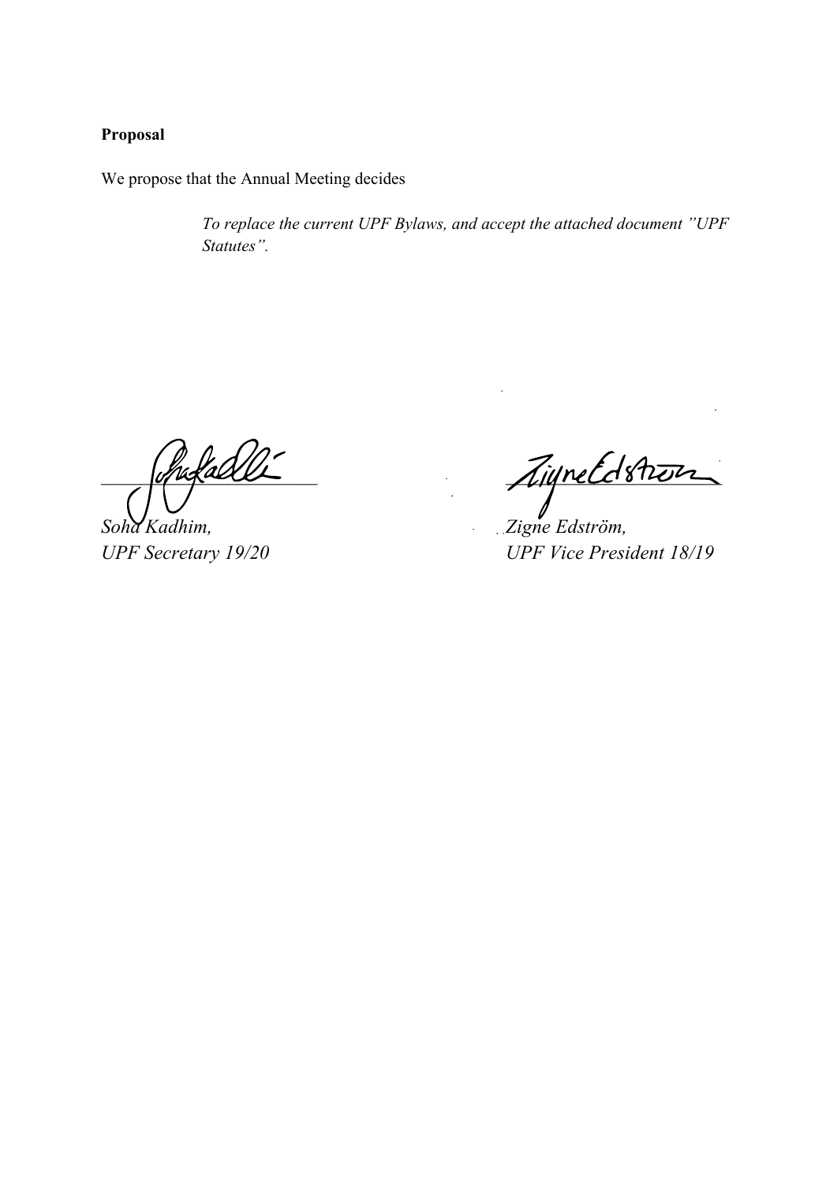**Proposal**

We propose that the Annual Meeting decides

> *To replace the current UPF Bylaws, and accept the attached document ”UPF Statutes”.*

*Soha Kadhim,*
*UPF Secretary 19/20*

*Zigne Edström,*
*UPF Vice President 18/19*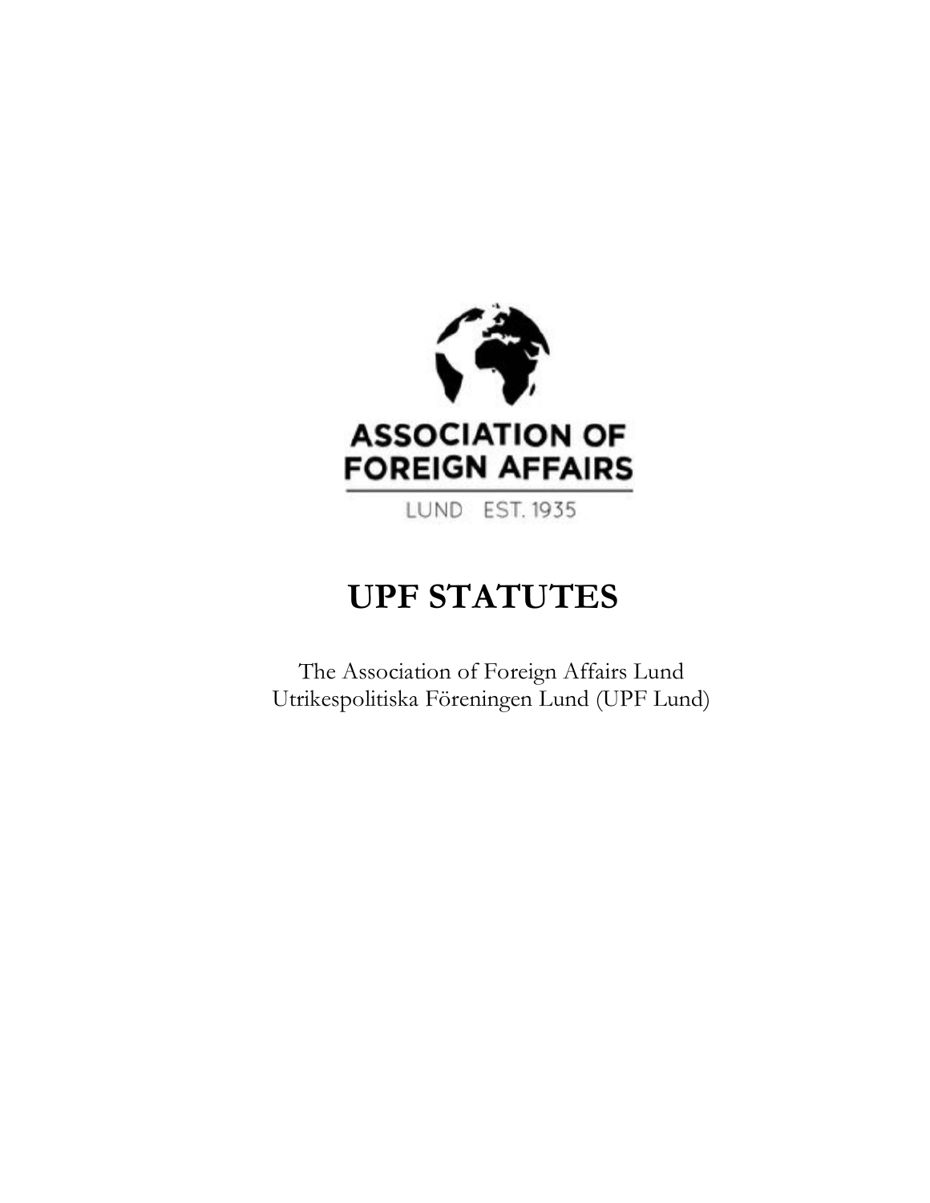ASSOCIATION OF FOREIGN AFFAIRS

LUND EST. 1935

# UPF STATUTES

The Association of Foreign Affairs Lund
Utrikespolitiska Föreningen Lund (UPF Lund)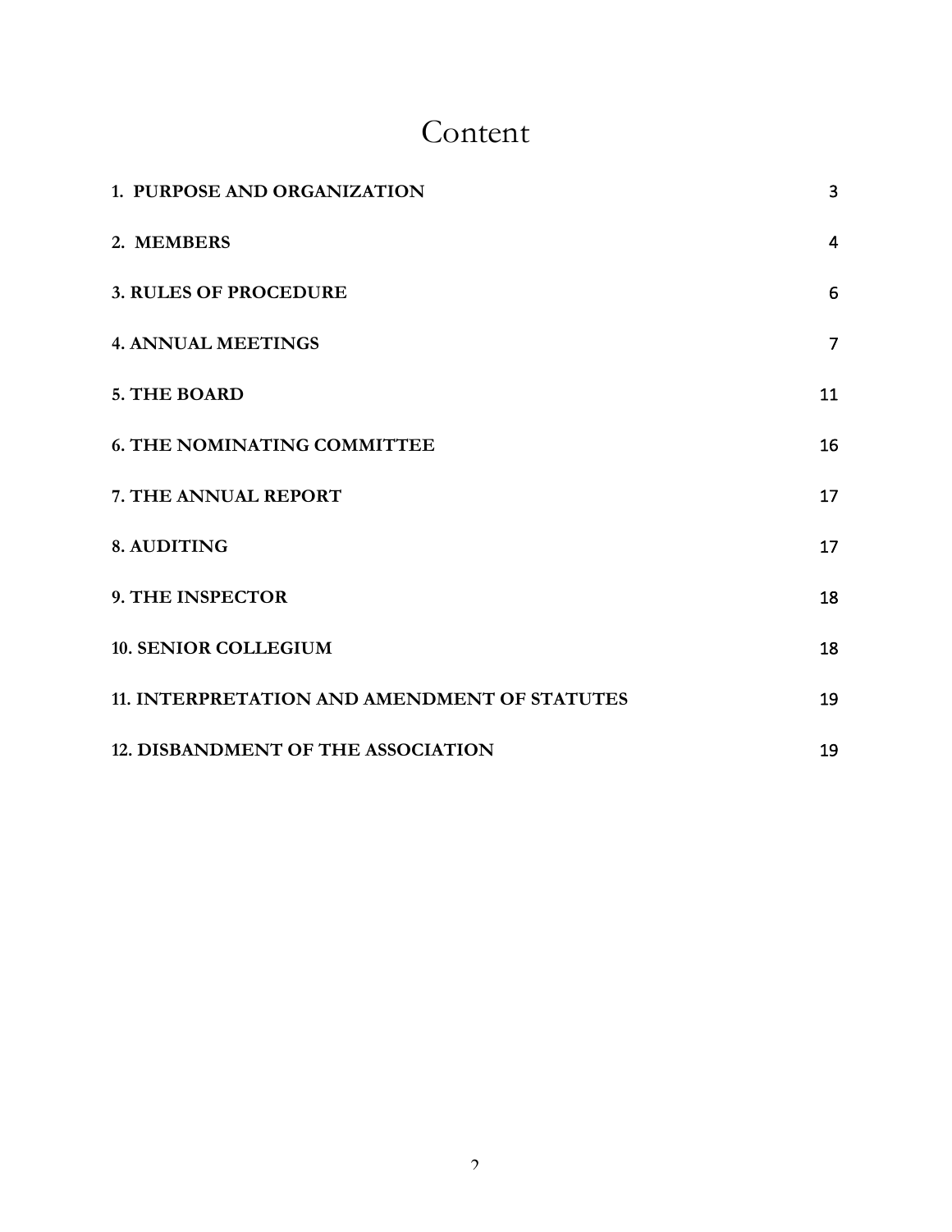# Content

| | |
|---|---|
| **1. PURPOSE AND ORGANIZATION** | 3 |
| **2. MEMBERS** | 4 |
| **3. RULES OF PROCEDURE** | 6 |
| **4. ANNUAL MEETINGS** | 7 |
| **5. THE BOARD** | 11 |
| **6. THE NOMINATING COMMITTEE** | 16 |
| **7. THE ANNUAL REPORT** | 17 |
| **8. AUDITING** | 17 |
| **9. THE INSPECTOR** | 18 |
| **10. SENIOR COLLEGIUM** | 18 |
| **11. INTERPRETATION AND AMENDMENT OF STATUTES** | 19 |
| **12. DISBANDMENT OF THE ASSOCIATION** | 19 |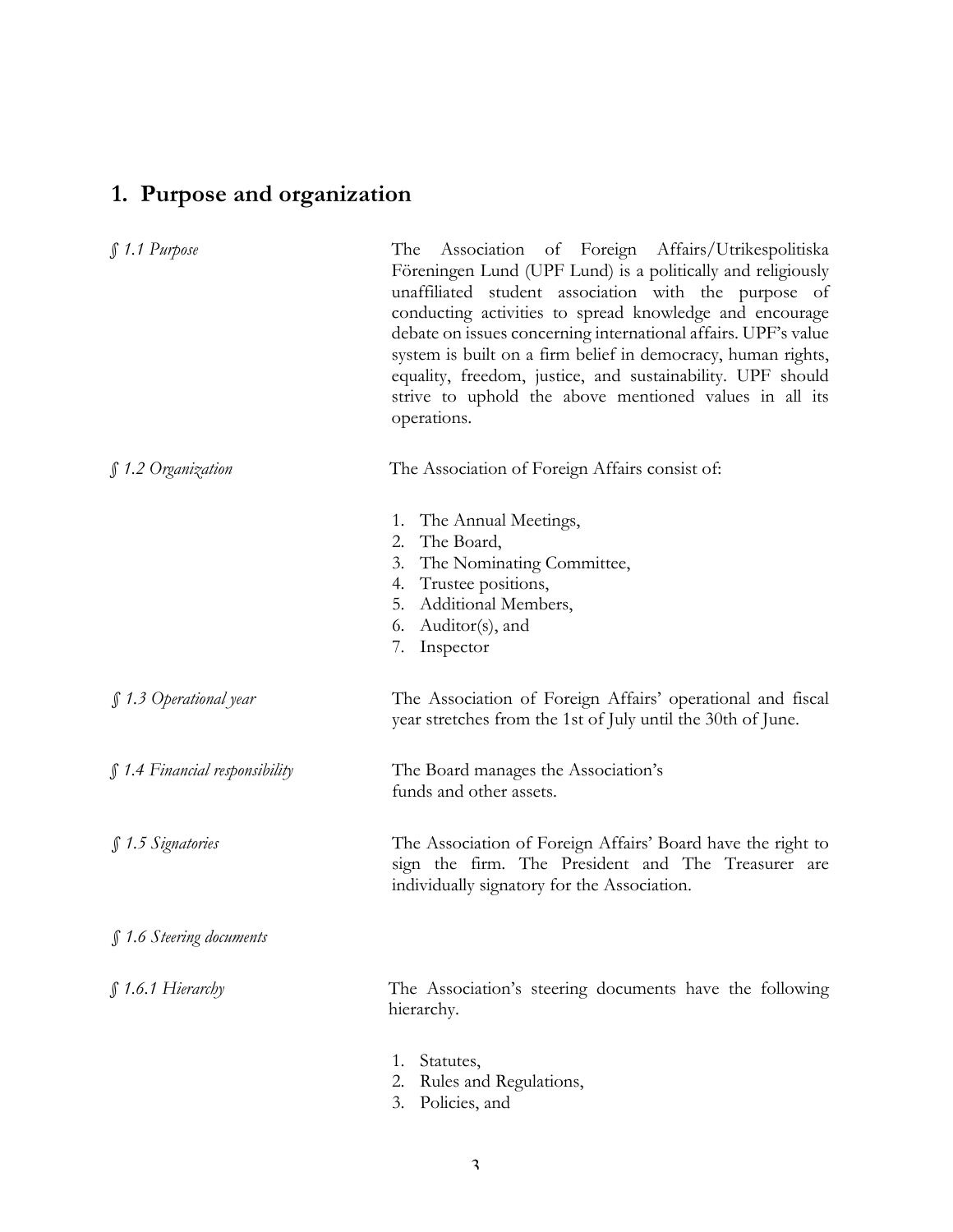## 1. Purpose and organization

*§ 1.1 Purpose*

The Association of Foreign Affairs/Utrikespolitiska Föreningen Lund (UPF Lund) is a politically and religiously unaffiliated student association with the purpose of conducting activities to spread knowledge and encourage debate on issues concerning international affairs. UPF's value system is built on a firm belief in democracy, human rights, equality, freedom, justice, and sustainability. UPF should strive to uphold the above mentioned values in all its operations.

*§ 1.2 Organization*

The Association of Foreign Affairs consist of:

1. The Annual Meetings,
2. The Board,
3. The Nominating Committee,
4. Trustee positions,
5. Additional Members,
6. Auditor(s), and
7. Inspector

*§ 1.3 Operational year*

The Association of Foreign Affairs' operational and fiscal year stretches from the 1st of July until the 30th of June.

*§ 1.4 Financial responsibility*

The Board manages the Association's funds and other assets.

*§ 1.5 Signatories*

The Association of Foreign Affairs' Board have the right to sign the firm. The President and The Treasurer are individually signatory for the Association.

*§ 1.6 Steering documents*

*§ 1.6.1 Hierarchy*

The Association's steering documents have the following hierarchy.

1. Statutes,
2. Rules and Regulations,
3. Policies, and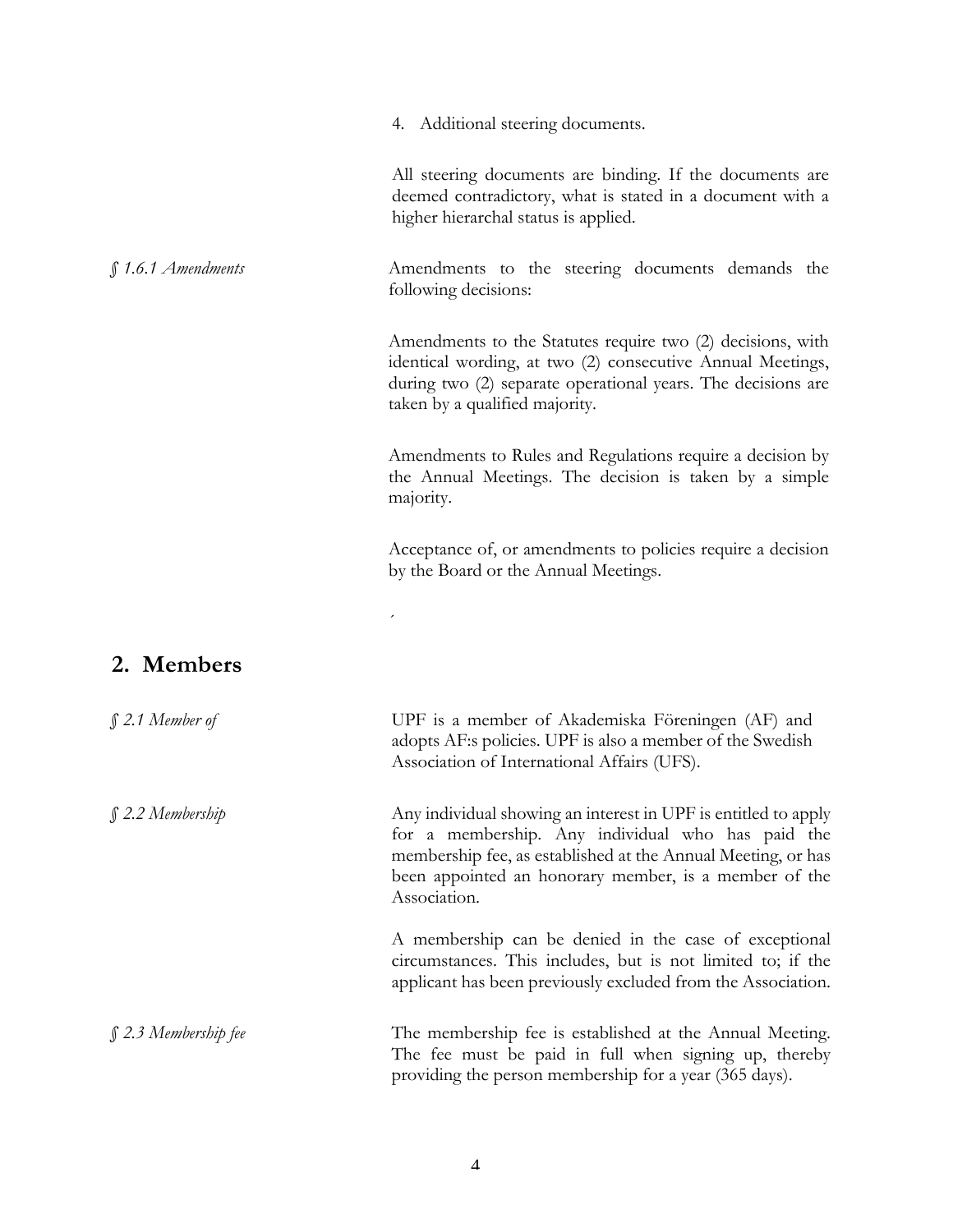4. Additional steering documents.

All steering documents are binding. If the documents are deemed contradictory, what is stated in a document with a higher hierarchal status is applied.

*§ 1.6.1 Amendments*

Amendments to the steering documents demands the following decisions:

Amendments to the Statutes require two (2) decisions, with identical wording, at two (2) consecutive Annual Meetings, during two (2) separate operational years. The decisions are taken by a qualified majority.

Amendments to Rules and Regulations require a decision by the Annual Meetings. The decision is taken by a simple majority.

Acceptance of, or amendments to policies require a decision by the Board or the Annual Meetings.

## 2. Members

*§ 2.1 Member of*

UPF is a member of Akademiska Föreningen (AF) and adopts AF:s policies. UPF is also a member of the Swedish Association of International Affairs (UFS).

*§ 2.2 Membership*

Any individual showing an interest in UPF is entitled to apply for a membership. Any individual who has paid the membership fee, as established at the Annual Meeting, or has been appointed an honorary member, is a member of the Association.

A membership can be denied in the case of exceptional circumstances. This includes, but is not limited to; if the applicant has been previously excluded from the Association.

*§ 2.3 Membership fee*

The membership fee is established at the Annual Meeting. The fee must be paid in full when signing up, thereby providing the person membership for a year (365 days).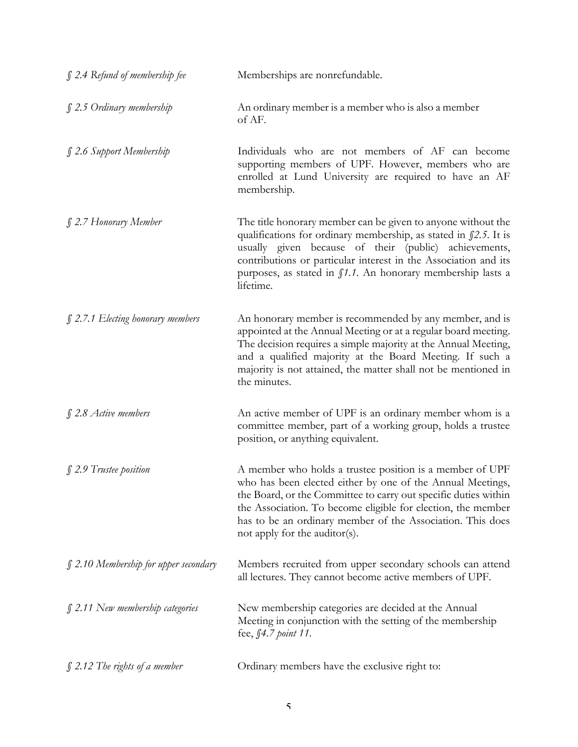*§ 2.4 Refund of membership fee*

Memberships are nonrefundable.

*§ 2.5 Ordinary membership*

An ordinary member is a member who is also a member of AF.

*§ 2.6 Support Membership*

Individuals who are not members of AF can become supporting members of UPF. However, members who are enrolled at Lund University are required to have an AF membership.

*§ 2.7 Honorary Member*

The title honorary member can be given to anyone without the qualifications for ordinary membership, as stated in *§2.5*. It is usually given because of their (public) achievements, contributions or particular interest in the Association and its purposes, as stated in *§1.1*. An honorary membership lasts a lifetime.

*§ 2.7.1 Electing honorary members*

An honorary member is recommended by any member, and is appointed at the Annual Meeting or at a regular board meeting. The decision requires a simple majority at the Annual Meeting, and a qualified majority at the Board Meeting. If such a majority is not attained, the matter shall not be mentioned in the minutes.

*§ 2.8 Active members*

An active member of UPF is an ordinary member whom is a committee member, part of a working group, holds a trustee position, or anything equivalent.

*§ 2.9 Trustee position*

A member who holds a trustee position is a member of UPF who has been elected either by one of the Annual Meetings, the Board, or the Committee to carry out specific duties within the Association. To become eligible for election, the member has to be an ordinary member of the Association. This does not apply for the auditor(s).

*§ 2.10 Membership for upper secondary*

Members recruited from upper secondary schools can attend all lectures. They cannot become active members of UPF.

*§ 2.11 New membership categories*

New membership categories are decided at the Annual Meeting in conjunction with the setting of the membership fee, *§4.7 point 11*.

*§ 2.12 The rights of a member*

Ordinary members have the exclusive right to: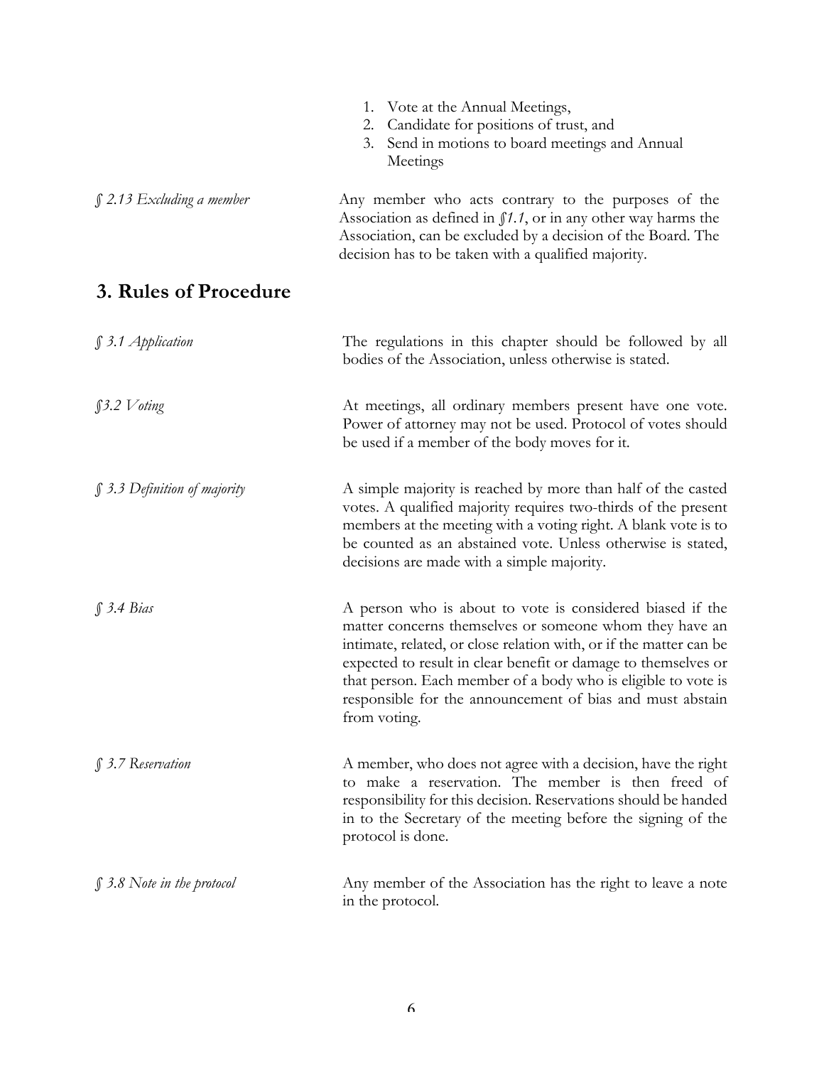1. Vote at the Annual Meetings,
2. Candidate for positions of trust, and
3. Send in motions to board meetings and Annual Meetings

*§ 2.13 Excluding a member*

Any member who acts contrary to the purposes of the Association as defined in *§1.1*, or in any other way harms the Association, can be excluded by a decision of the Board. The decision has to be taken with a qualified majority.

## 3. Rules of Procedure

*§ 3.1 Application*

The regulations in this chapter should be followed by all bodies of the Association, unless otherwise is stated.

*§3.2 Voting*

At meetings, all ordinary members present have one vote. Power of attorney may not be used. Protocol of votes should be used if a member of the body moves for it.

*§ 3.3 Definition of majority*

A simple majority is reached by more than half of the casted votes. A qualified majority requires two-thirds of the present members at the meeting with a voting right. A blank vote is to be counted as an abstained vote. Unless otherwise is stated, decisions are made with a simple majority.

*§ 3.4 Bias*

A person who is about to vote is considered biased if the matter concerns themselves or someone whom they have an intimate, related, or close relation with, or if the matter can be expected to result in clear benefit or damage to themselves or that person. Each member of a body who is eligible to vote is responsible for the announcement of bias and must abstain from voting.

*§ 3.7 Reservation*

A member, who does not agree with a decision, have the right to make a reservation. The member is then freed of responsibility for this decision. Reservations should be handed in to the Secretary of the meeting before the signing of the protocol is done.

*§ 3.8 Note in the protocol*

Any member of the Association has the right to leave a note in the protocol.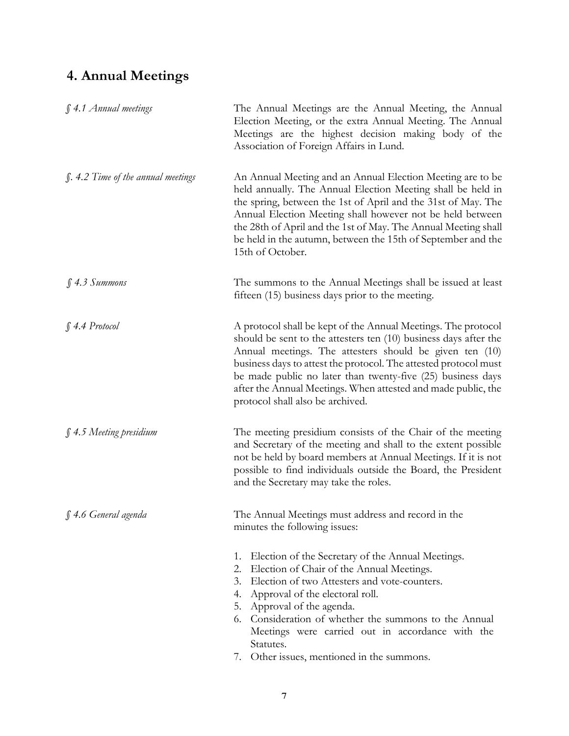## 4. Annual Meetings

*§ 4.1 Annual meetings*

The Annual Meetings are the Annual Meeting, the Annual Election Meeting, or the extra Annual Meeting. The Annual Meetings are the highest decision making body of the Association of Foreign Affairs in Lund.

*§. 4.2 Time of the annual meetings*

An Annual Meeting and an Annual Election Meeting are to be held annually. The Annual Election Meeting shall be held in the spring, between the 1st of April and the 31st of May. The Annual Election Meeting shall however not be held between the 28th of April and the 1st of May. The Annual Meeting shall be held in the autumn, between the 15th of September and the 15th of October.

*§ 4.3 Summons*

The summons to the Annual Meetings shall be issued at least fifteen (15) business days prior to the meeting.

*§ 4.4 Protocol*

A protocol shall be kept of the Annual Meetings. The protocol should be sent to the attesters ten (10) business days after the Annual meetings. The attesters should be given ten (10) business days to attest the protocol. The attested protocol must be made public no later than twenty-five (25) business days after the Annual Meetings. When attested and made public, the protocol shall also be archived.

*§ 4.5 Meeting presidium*

The meeting presidium consists of the Chair of the meeting and Secretary of the meeting and shall to the extent possible not be held by board members at Annual Meetings. If it is not possible to find individuals outside the Board, the President and the Secretary may take the roles.

*§ 4.6 General agenda*

The Annual Meetings must address and record in the minutes the following issues:

1. Election of the Secretary of the Annual Meetings.
2. Election of Chair of the Annual Meetings.
3. Election of two Attesters and vote-counters.
4. Approval of the electoral roll.
5. Approval of the agenda.
6. Consideration of whether the summons to the Annual Meetings were carried out in accordance with the Statutes.
7. Other issues, mentioned in the summons.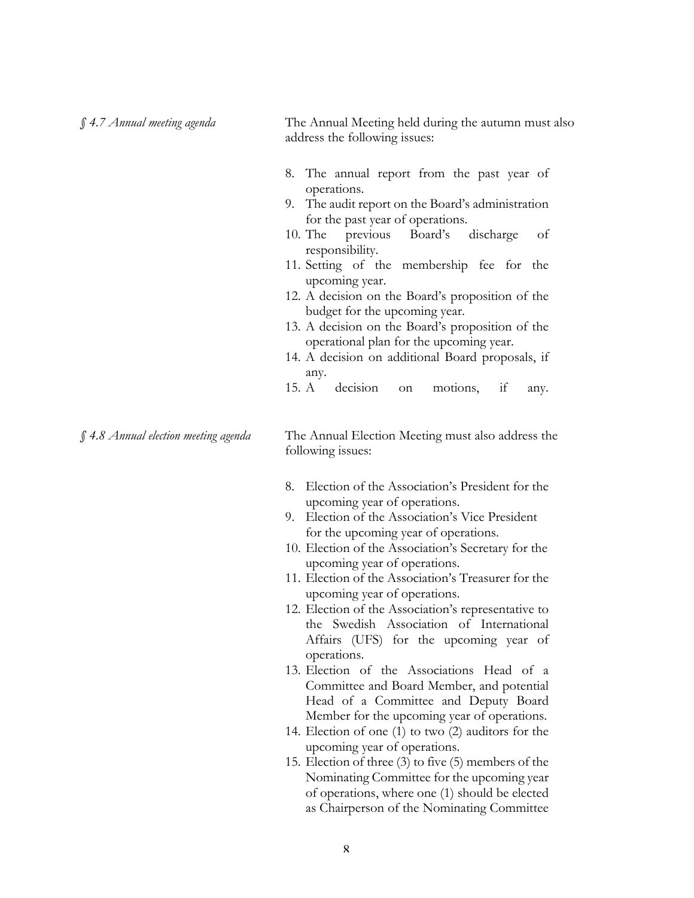*§ 4.7 Annual meeting agenda*

The Annual Meeting held during the autumn must also address the following issues:

8. The annual report from the past year of operations.
9. The audit report on the Board's administration for the past year of operations.
10. The previous Board's discharge of responsibility.
11. Setting of the membership fee for the upcoming year.
12. A decision on the Board's proposition of the budget for the upcoming year.
13. A decision on the Board's proposition of the operational plan for the upcoming year.
14. A decision on additional Board proposals, if any.
15. A decision on motions, if any.

*§ 4.8 Annual election meeting agenda*

The Annual Election Meeting must also address the following issues:

8. Election of the Association's President for the upcoming year of operations.
9. Election of the Association's Vice President for the upcoming year of operations.
10. Election of the Association's Secretary for the upcoming year of operations.
11. Election of the Association's Treasurer for the upcoming year of operations.
12. Election of the Association's representative to the Swedish Association of International Affairs (UFS) for the upcoming year of operations.
13. Election of the Associations Head of a Committee and Board Member, and potential Head of a Committee and Deputy Board Member for the upcoming year of operations.
14. Election of one (1) to two (2) auditors for the upcoming year of operations.
15. Election of three (3) to five (5) members of the Nominating Committee for the upcoming year of operations, where one (1) should be elected as Chairperson of the Nominating Committee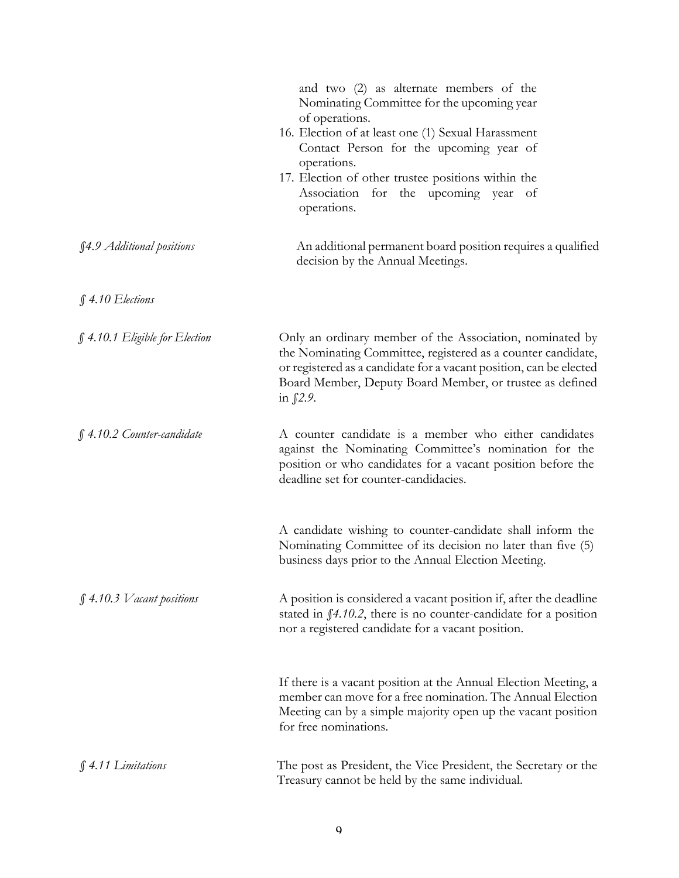and two (2) as alternate members of the Nominating Committee for the upcoming year of operations.

16. Election of at least one (1) Sexual Harassment Contact Person for the upcoming year of operations.
17. Election of other trustee positions within the Association for the upcoming year of operations.

*§4.9 Additional positions*

An additional permanent board position requires a qualified decision by the Annual Meetings.

*§ 4.10 Elections*

*§ 4.10.1 Eligible for Election*

Only an ordinary member of the Association, nominated by the Nominating Committee, registered as a counter candidate, or registered as a candidate for a vacant position, can be elected Board Member, Deputy Board Member, or trustee as defined in *§2.9*.

*§ 4.10.2 Counter-candidate*

A counter candidate is a member who either candidates against the Nominating Committee's nomination for the position or who candidates for a vacant position before the deadline set for counter-candidacies.

A candidate wishing to counter-candidate shall inform the Nominating Committee of its decision no later than five (5) business days prior to the Annual Election Meeting.

*§ 4.10.3 Vacant positions*

A position is considered a vacant position if, after the deadline stated in *§4.10.2*, there is no counter-candidate for a position nor a registered candidate for a vacant position.

If there is a vacant position at the Annual Election Meeting, a member can move for a free nomination. The Annual Election Meeting can by a simple majority open up the vacant position for free nominations.

*§ 4.11 Limitations*

The post as President, the Vice President, the Secretary or the Treasury cannot be held by the same individual.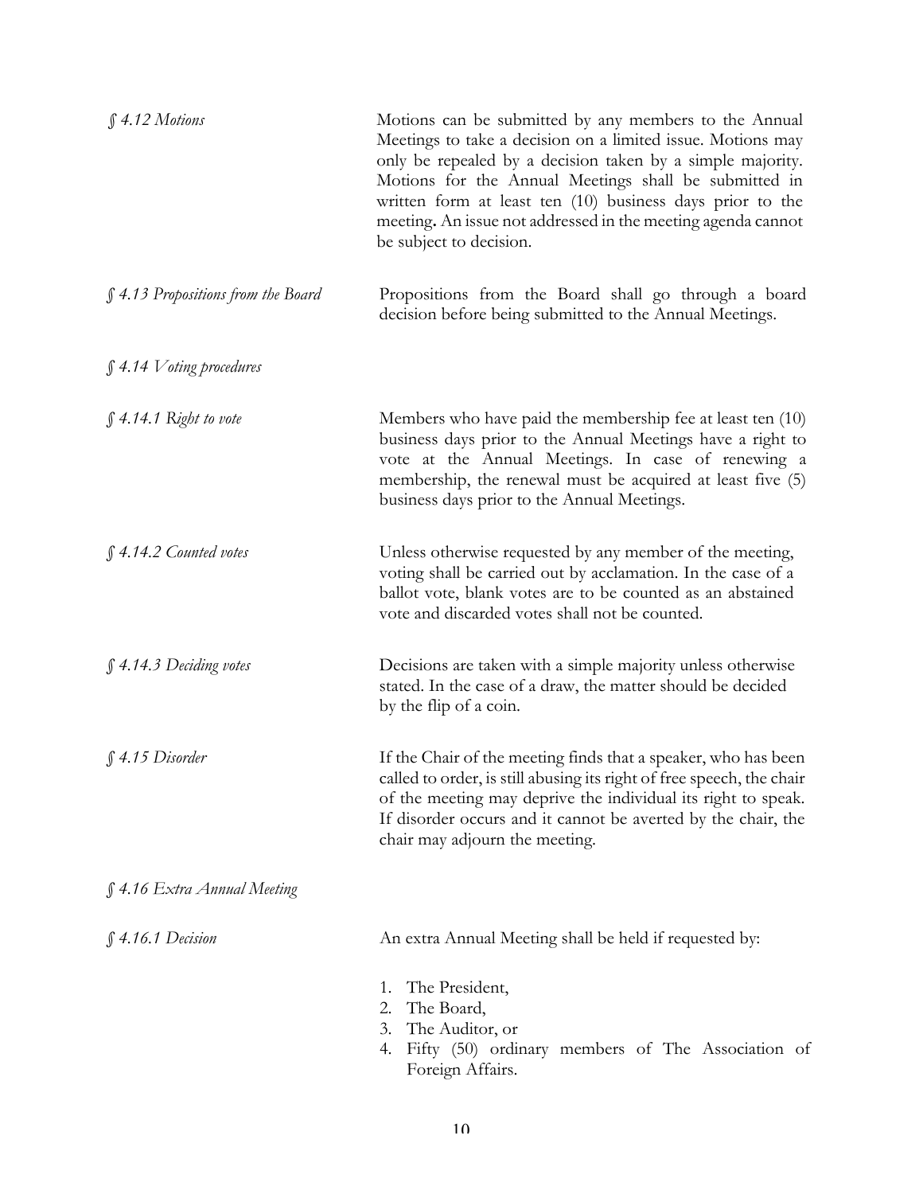*§ 4.12 Motions*

Motions can be submitted by any members to the Annual Meetings to take a decision on a limited issue. Motions may only be repealed by a decision taken by a simple majority. Motions for the Annual Meetings shall be submitted in written form at least ten (10) business days prior to the meeting**.** An issue not addressed in the meeting agenda cannot be subject to decision.

*§ 4.13 Propositions from the Board*

Propositions from the Board shall go through a board decision before being submitted to the Annual Meetings.

*§ 4.14 Voting procedures*

*§ 4.14.1 Right to vote*

Members who have paid the membership fee at least ten (10) business days prior to the Annual Meetings have a right to vote at the Annual Meetings. In case of renewing a membership, the renewal must be acquired at least five (5) business days prior to the Annual Meetings.

*§ 4.14.2 Counted votes*

Unless otherwise requested by any member of the meeting, voting shall be carried out by acclamation. In the case of a ballot vote, blank votes are to be counted as an abstained vote and discarded votes shall not be counted.

*§ 4.14.3 Deciding votes*

Decisions are taken with a simple majority unless otherwise stated. In the case of a draw, the matter should be decided by the flip of a coin.

*§ 4.15 Disorder*

If the Chair of the meeting finds that a speaker, who has been called to order, is still abusing its right of free speech, the chair of the meeting may deprive the individual its right to speak. If disorder occurs and it cannot be averted by the chair, the chair may adjourn the meeting.

*§ 4.16 Extra Annual Meeting*

*§ 4.16.1 Decision*

An extra Annual Meeting shall be held if requested by:

1. The President,
2. The Board,
3. The Auditor, or
4. Fifty (50) ordinary members of The Association of Foreign Affairs.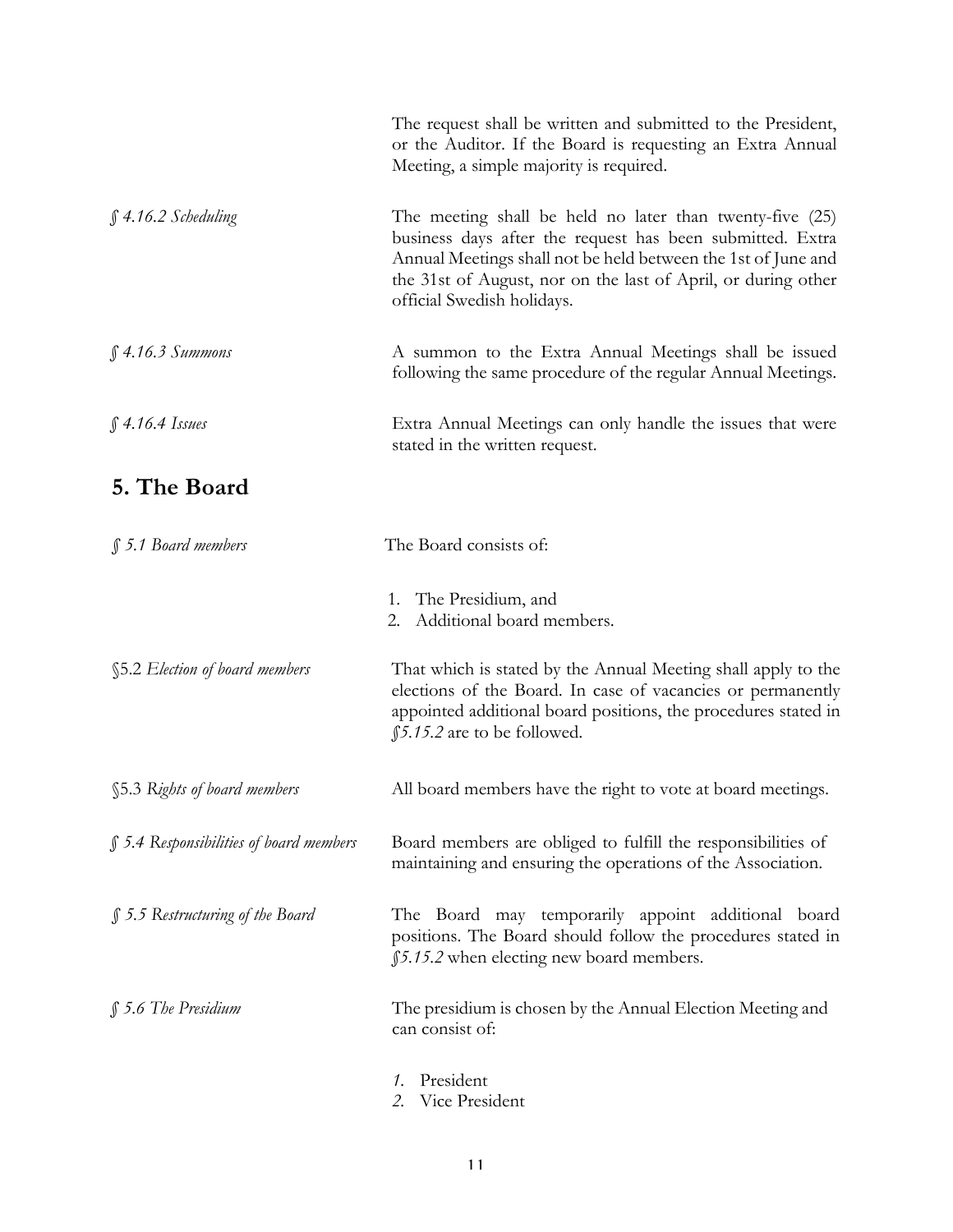The request shall be written and submitted to the President, or the Auditor. If the Board is requesting an Extra Annual Meeting, a simple majority is required.

*§ 4.16.2 Scheduling*

The meeting shall be held no later than twenty-five (25) business days after the request has been submitted. Extra Annual Meetings shall not be held between the 1st of June and the 31st of August, nor on the last of April, or during other official Swedish holidays.

*§ 4.16.3 Summons*

A summon to the Extra Annual Meetings shall be issued following the same procedure of the regular Annual Meetings.

*§ 4.16.4 Issues*

Extra Annual Meetings can only handle the issues that were stated in the written request.

## 5. The Board

*§ 5.1 Board members*

The Board consists of:

1. The Presidium, and
2. Additional board members.

§5.2 *Election of board members*

That which is stated by the Annual Meeting shall apply to the elections of the Board. In case of vacancies or permanently appointed additional board positions, the procedures stated in *§5.15.2* are to be followed.

§5.3 *Rights of board members*

All board members have the right to vote at board meetings.

*§ 5.4 Responsibilities of board members*

Board members are obliged to fulfill the responsibilities of maintaining and ensuring the operations of the Association.

*§ 5.5 Restructuring of the Board*

The Board may temporarily appoint additional board positions. The Board should follow the procedures stated in *§5.15.2* when electing new board members.

*§ 5.6 The Presidium*

The presidium is chosen by the Annual Election Meeting and can consist of:

1. President
2. Vice President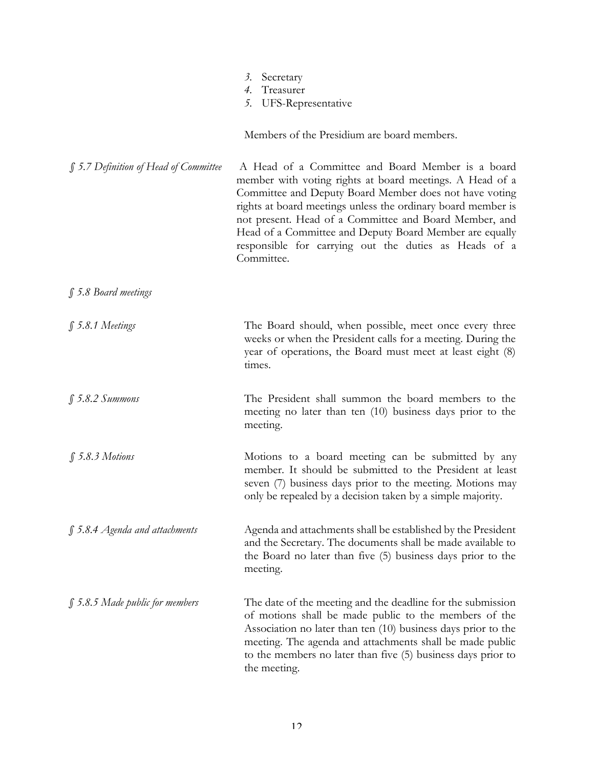3. Secretary
4. Treasurer
5. UFS-Representative

Members of the Presidium are board members.

*§ 5.7 Definition of Head of Committee*

A Head of a Committee and Board Member is a board member with voting rights at board meetings. A Head of a Committee and Deputy Board Member does not have voting rights at board meetings unless the ordinary board member is not present. Head of a Committee and Board Member, and Head of a Committee and Deputy Board Member are equally responsible for carrying out the duties as Heads of a Committee.

*§ 5.8 Board meetings*

*§ 5.8.1 Meetings*

The Board should, when possible, meet once every three weeks or when the President calls for a meeting. During the year of operations, the Board must meet at least eight (8) times.

*§ 5.8.2 Summons*

The President shall summon the board members to the meeting no later than ten (10) business days prior to the meeting.

*§ 5.8.3 Motions*

Motions to a board meeting can be submitted by any member. It should be submitted to the President at least seven (7) business days prior to the meeting. Motions may only be repealed by a decision taken by a simple majority.

*§ 5.8.4 Agenda and attachments*

Agenda and attachments shall be established by the President and the Secretary. The documents shall be made available to the Board no later than five (5) business days prior to the meeting.

*§ 5.8.5 Made public for members*

The date of the meeting and the deadline for the submission of motions shall be made public to the members of the Association no later than ten (10) business days prior to the meeting. The agenda and attachments shall be made public to the members no later than five (5) business days prior to the meeting.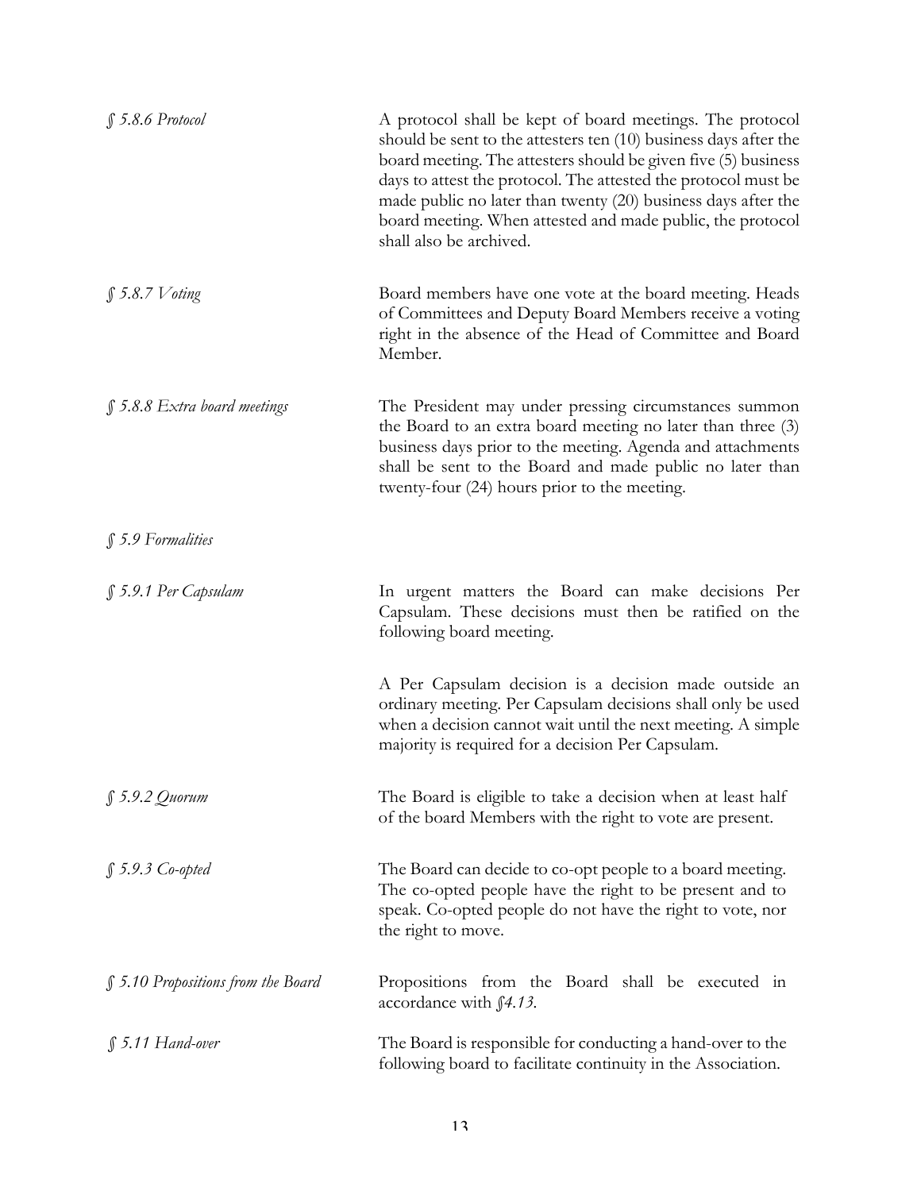*§ 5.8.6 Protocol*

A protocol shall be kept of board meetings. The protocol should be sent to the attesters ten (10) business days after the board meeting. The attesters should be given five (5) business days to attest the protocol. The attested the protocol must be made public no later than twenty (20) business days after the board meeting. When attested and made public, the protocol shall also be archived.

*§ 5.8.7 Voting*

Board members have one vote at the board meeting. Heads of Committees and Deputy Board Members receive a voting right in the absence of the Head of Committee and Board Member.

*§ 5.8.8 Extra board meetings*

The President may under pressing circumstances summon the Board to an extra board meeting no later than three (3) business days prior to the meeting. Agenda and attachments shall be sent to the Board and made public no later than twenty-four (24) hours prior to the meeting.

*§ 5.9 Formalities*

*§ 5.9.1 Per Capsulam*

In urgent matters the Board can make decisions Per Capsulam. These decisions must then be ratified on the following board meeting.

A Per Capsulam decision is a decision made outside an ordinary meeting. Per Capsulam decisions shall only be used when a decision cannot wait until the next meeting. A simple majority is required for a decision Per Capsulam.

*§ 5.9.2 Quorum*

The Board is eligible to take a decision when at least half of the board Members with the right to vote are present.

*§ 5.9.3 Co-opted*

The Board can decide to co-opt people to a board meeting. The co-opted people have the right to be present and to speak. Co-opted people do not have the right to vote, nor the right to move.

*§ 5.10 Propositions from the Board*

Propositions from the Board shall be executed in accordance with *§4.13*.

*§ 5.11 Hand-over*

The Board is responsible for conducting a hand-over to the following board to facilitate continuity in the Association.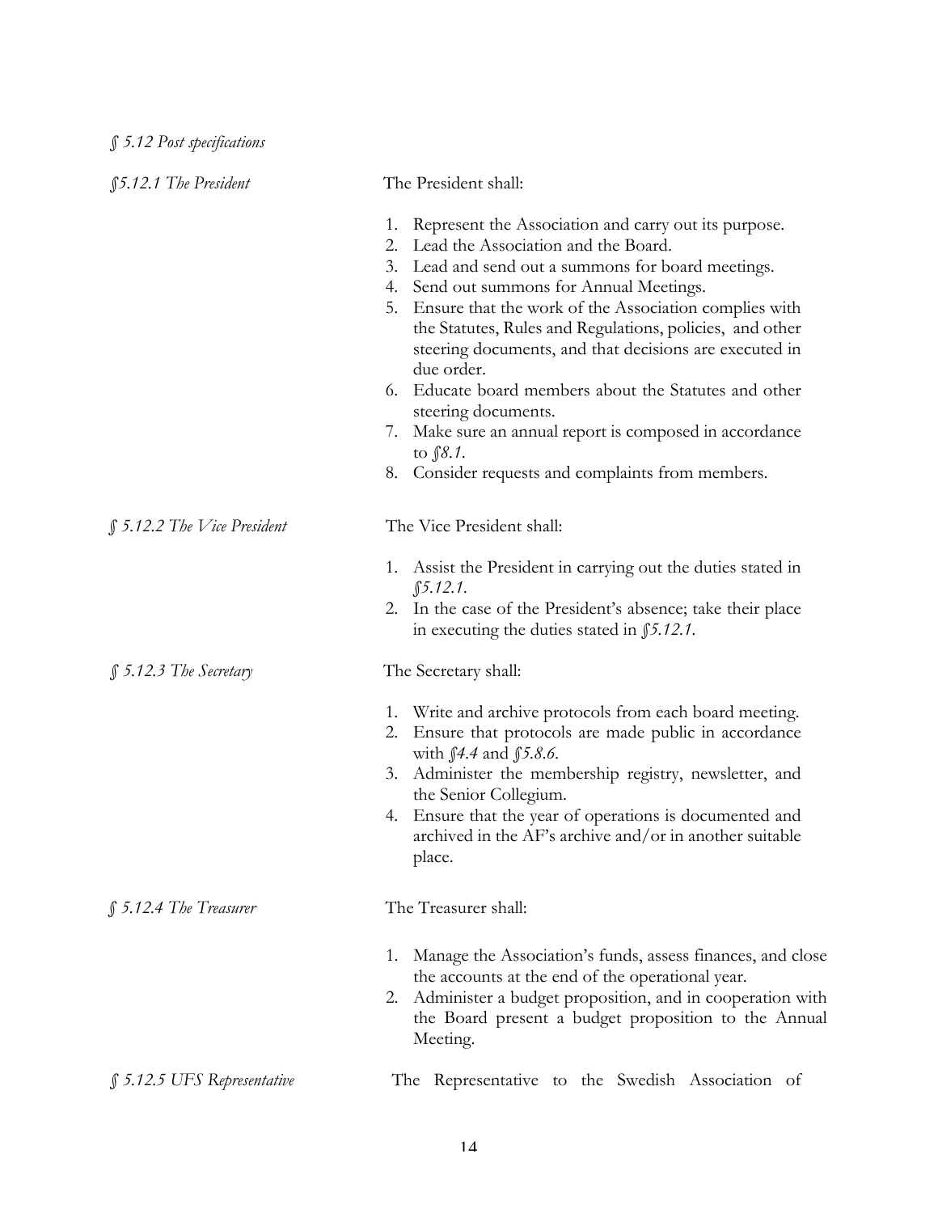*§ 5.12 Post specifications*

*§5.12.1 The President*

The President shall:

1. Represent the Association and carry out its purpose.
2. Lead the Association and the Board.
3. Lead and send out a summons for board meetings.
4. Send out summons for Annual Meetings.
5. Ensure that the work of the Association complies with the Statutes, Rules and Regulations, policies, and other steering documents, and that decisions are executed in due order.
6. Educate board members about the Statutes and other steering documents.
7. Make sure an annual report is composed in accordance to *§8.1*.
8. Consider requests and complaints from members.

*§ 5.12.2 The Vice President*

The Vice President shall:

1. Assist the President in carrying out the duties stated in *§5.12.1*.
2. In the case of the President's absence; take their place in executing the duties stated in *§5.12.1*.

*§ 5.12.3 The Secretary*

The Secretary shall:

1. Write and archive protocols from each board meeting.
2. Ensure that protocols are made public in accordance with *§4.4* and *§5.8.6*.
3. Administer the membership registry, newsletter, and the Senior Collegium.
4. Ensure that the year of operations is documented and archived in the AF's archive and/or in another suitable place.

*§ 5.12.4 The Treasurer*

The Treasurer shall:

1. Manage the Association's funds, assess finances, and close the accounts at the end of the operational year.
2. Administer a budget proposition, and in cooperation with the Board present a budget proposition to the Annual Meeting.

*§ 5.12.5 UFS Representative*

The Representative to the Swedish Association of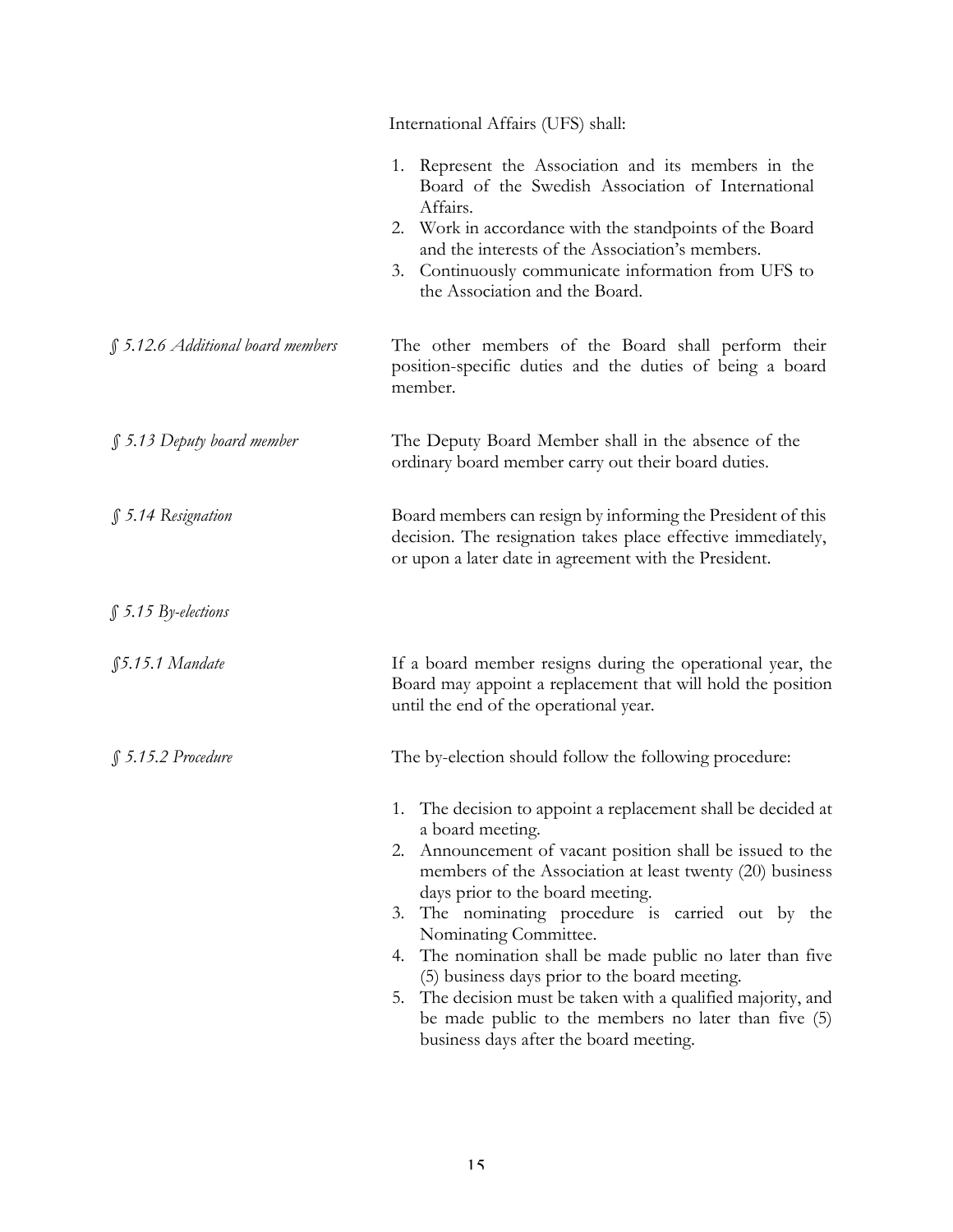International Affairs (UFS) shall:

1. Represent the Association and its members in the Board of the Swedish Association of International Affairs.
2. Work in accordance with the standpoints of the Board and the interests of the Association's members.
3. Continuously communicate information from UFS to the Association and the Board.

*§ 5.12.6 Additional board members*

The other members of the Board shall perform their position-specific duties and the duties of being a board member.

*§ 5.13 Deputy board member*

The Deputy Board Member shall in the absence of the ordinary board member carry out their board duties.

*§ 5.14 Resignation*

Board members can resign by informing the President of this decision. The resignation takes place effective immediately, or upon a later date in agreement with the President.

*§ 5.15 By-elections*

*§5.15.1 Mandate*

If a board member resigns during the operational year, the Board may appoint a replacement that will hold the position until the end of the operational year.

*§ 5.15.2 Procedure*

The by-election should follow the following procedure:

1. The decision to appoint a replacement shall be decided at a board meeting.
2. Announcement of vacant position shall be issued to the members of the Association at least twenty (20) business days prior to the board meeting.
3. The nominating procedure is carried out by the Nominating Committee.
4. The nomination shall be made public no later than five (5) business days prior to the board meeting.
5. The decision must be taken with a qualified majority, and be made public to the members no later than five (5) business days after the board meeting.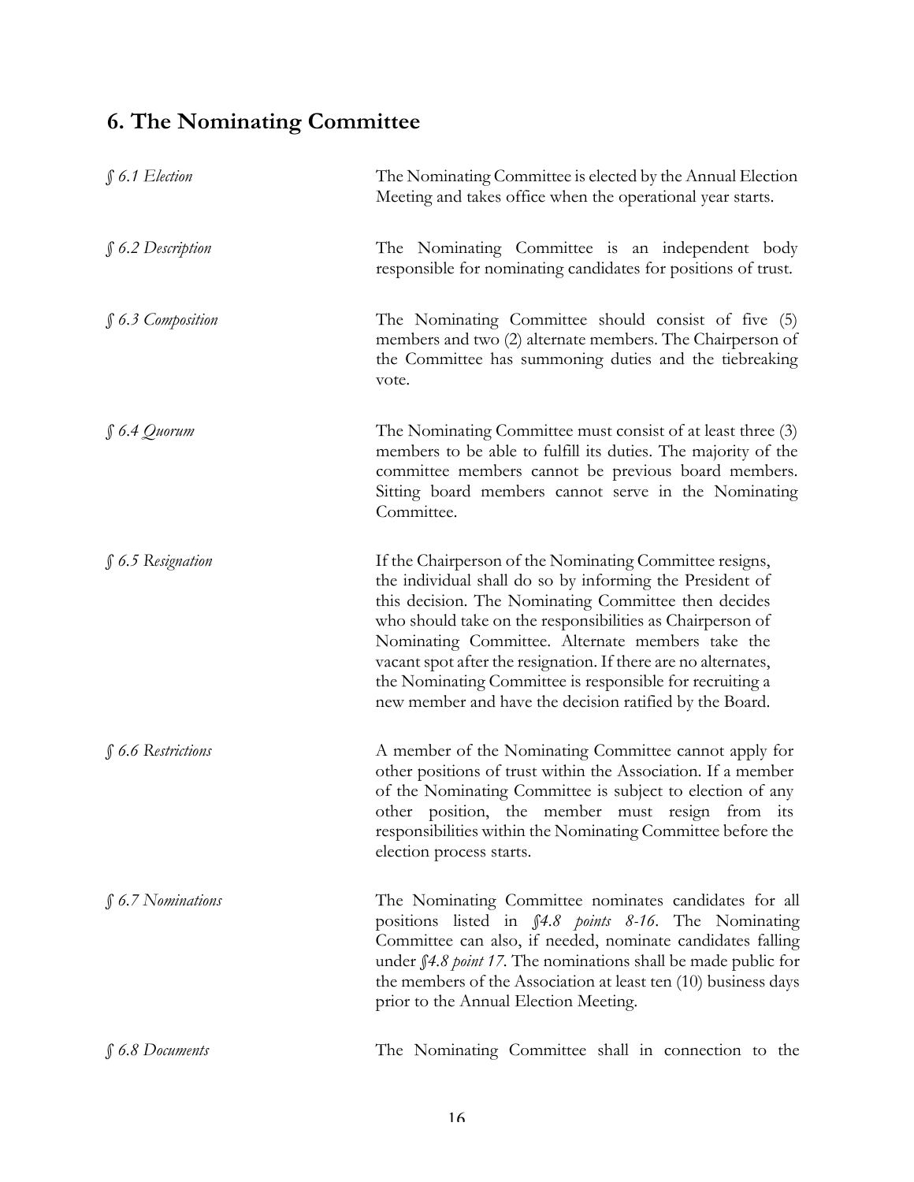## 6. The Nominating Committee

| | |
|---|---|
| *§ 6.1 Election* | The Nominating Committee is elected by the Annual Election Meeting and takes office when the operational year starts. |
| *§ 6.2 Description* | The Nominating Committee is an independent body responsible for nominating candidates for positions of trust. |
| *§ 6.3 Composition* | The Nominating Committee should consist of five (5) members and two (2) alternate members. The Chairperson of the Committee has summoning duties and the tiebreaking vote. |
| *§ 6.4 Quorum* | The Nominating Committee must consist of at least three (3) members to be able to fulfill its duties. The majority of the committee members cannot be previous board members. Sitting board members cannot serve in the Nominating Committee. |
| *§ 6.5 Resignation* | If the Chairperson of the Nominating Committee resigns, the individual shall do so by informing the President of this decision. The Nominating Committee then decides who should take on the responsibilities as Chairperson of Nominating Committee. Alternate members take the vacant spot after the resignation. If there are no alternates, the Nominating Committee is responsible for recruiting a new member and have the decision ratified by the Board. |
| *§ 6.6 Restrictions* | A member of the Nominating Committee cannot apply for other positions of trust within the Association. If a member of the Nominating Committee is subject to election of any other position, the member must resign from its responsibilities within the Nominating Committee before the election process starts. |
| *§ 6.7 Nominations* | The Nominating Committee nominates candidates for all positions listed in *§4.8 points 8-16*. The Nominating Committee can also, if needed, nominate candidates falling under *§4.8 point 17*. The nominations shall be made public for the members of the Association at least ten (10) business days prior to the Annual Election Meeting. |
| *§ 6.8 Documents* | The Nominating Committee shall in connection to the |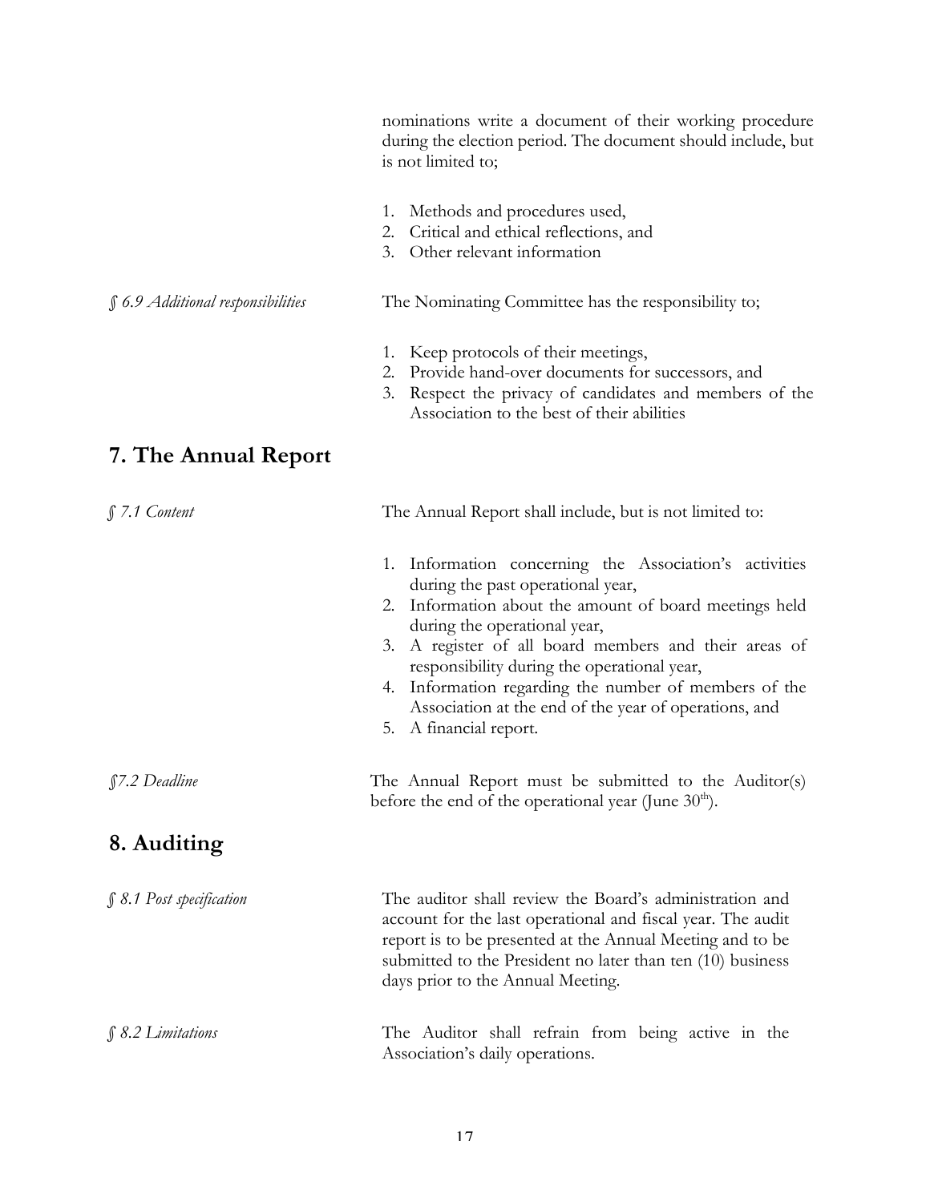nominations write a document of their working procedure during the election period. The document should include, but is not limited to;

1. Methods and procedures used,
2. Critical and ethical reflections, and
3. Other relevant information

*§ 6.9 Additional responsibilities*

The Nominating Committee has the responsibility to;

1. Keep protocols of their meetings,
2. Provide hand-over documents for successors, and
3. Respect the privacy of candidates and members of the Association to the best of their abilities

## 7. The Annual Report

*§ 7.1 Content*

The Annual Report shall include, but is not limited to:

1. Information concerning the Association's activities during the past operational year,
2. Information about the amount of board meetings held during the operational year,
3. A register of all board members and their areas of responsibility during the operational year,
4. Information regarding the number of members of the Association at the end of the year of operations, and
5. A financial report.

*§7.2 Deadline*

The Annual Report must be submitted to the Auditor(s) before the end of the operational year (June 30th).

## 8. Auditing

*§ 8.1 Post specification*

The auditor shall review the Board's administration and account for the last operational and fiscal year. The audit report is to be presented at the Annual Meeting and to be submitted to the President no later than ten (10) business days prior to the Annual Meeting.

*§ 8.2 Limitations*

The Auditor shall refrain from being active in the Association's daily operations.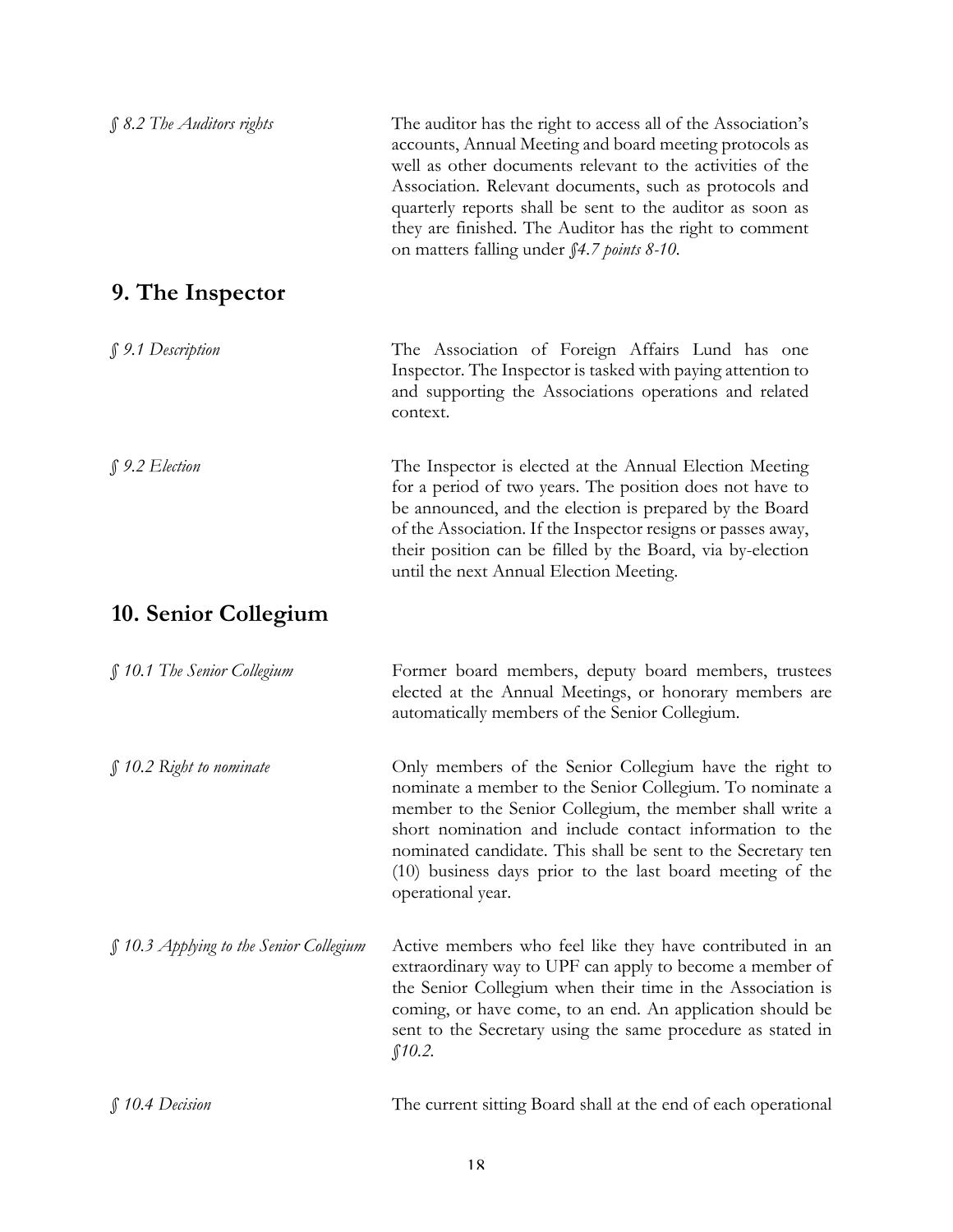*§ 8.2 The Auditors rights*

The auditor has the right to access all of the Association's accounts, Annual Meeting and board meeting protocols as well as other documents relevant to the activities of the Association. Relevant documents, such as protocols and quarterly reports shall be sent to the auditor as soon as they are finished. The Auditor has the right to comment on matters falling under *§4.7 points 8-10*.

## 9. The Inspector

*§ 9.1 Description*

The Association of Foreign Affairs Lund has one Inspector. The Inspector is tasked with paying attention to and supporting the Associations operations and related context.

*§ 9.2 Election*

The Inspector is elected at the Annual Election Meeting for a period of two years. The position does not have to be announced, and the election is prepared by the Board of the Association. If the Inspector resigns or passes away, their position can be filled by the Board, via by-election until the next Annual Election Meeting.

## 10. Senior Collegium

*§ 10.1 The Senior Collegium*

Former board members, deputy board members, trustees elected at the Annual Meetings, or honorary members are automatically members of the Senior Collegium.

*§ 10.2 Right to nominate*

Only members of the Senior Collegium have the right to nominate a member to the Senior Collegium. To nominate a member to the Senior Collegium, the member shall write a short nomination and include contact information to the nominated candidate. This shall be sent to the Secretary ten (10) business days prior to the last board meeting of the operational year.

*§ 10.3 Applying to the Senior Collegium*

Active members who feel like they have contributed in an extraordinary way to UPF can apply to become a member of the Senior Collegium when their time in the Association is coming, or have come, to an end. An application should be sent to the Secretary using the same procedure as stated in *§10.2*.

*§ 10.4 Decision*

The current sitting Board shall at the end of each operational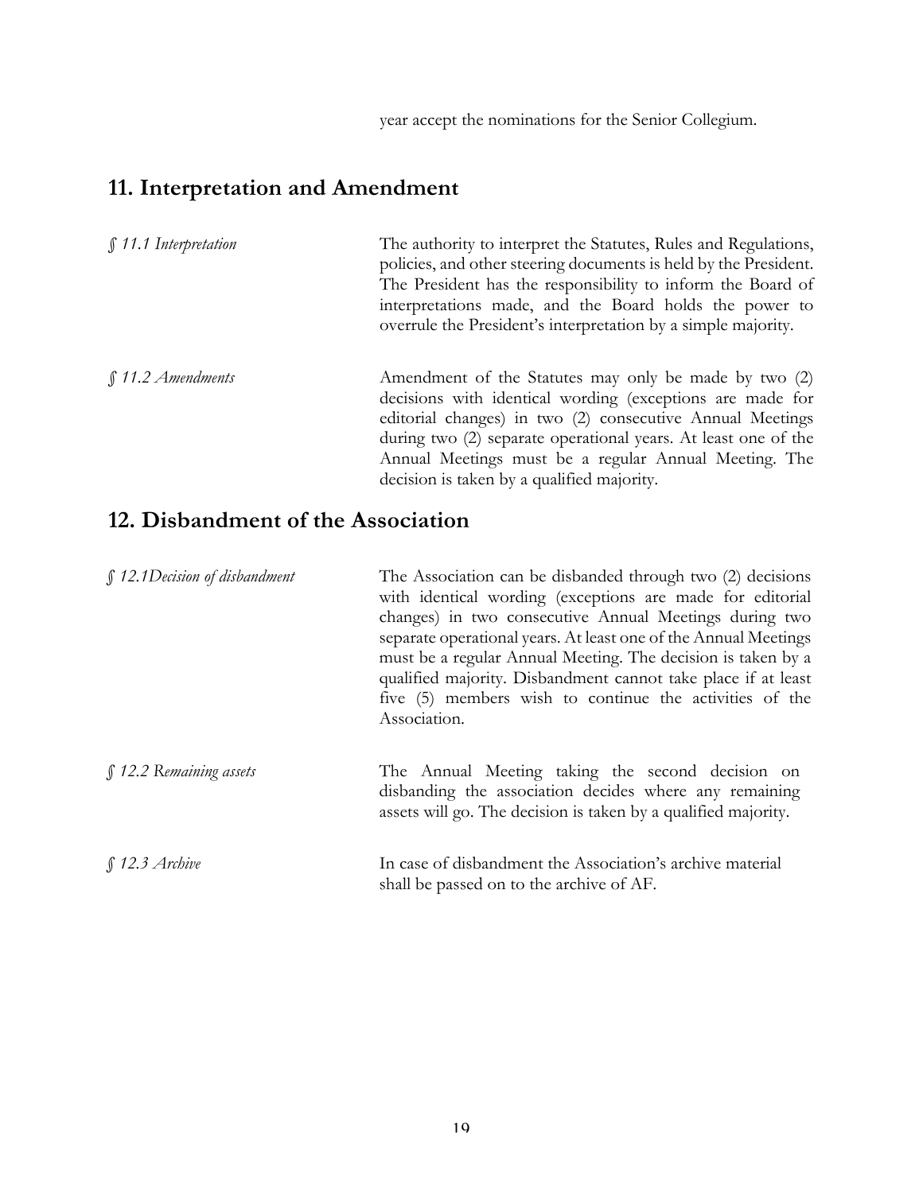year accept the nominations for the Senior Collegium.

## 11. Interpretation and Amendment

*§ 11.1 Interpretation*

The authority to interpret the Statutes, Rules and Regulations, policies, and other steering documents is held by the President. The President has the responsibility to inform the Board of interpretations made, and the Board holds the power to overrule the President's interpretation by a simple majority.

*§ 11.2 Amendments*

Amendment of the Statutes may only be made by two (2) decisions with identical wording (exceptions are made for editorial changes) in two (2) consecutive Annual Meetings during two (2) separate operational years. At least one of the Annual Meetings must be a regular Annual Meeting. The decision is taken by a qualified majority.

## 12. Disbandment of the Association

*§ 12.1Decision of disbandment*

The Association can be disbanded through two (2) decisions with identical wording (exceptions are made for editorial changes) in two consecutive Annual Meetings during two separate operational years. At least one of the Annual Meetings must be a regular Annual Meeting. The decision is taken by a qualified majority. Disbandment cannot take place if at least five (5) members wish to continue the activities of the Association.

*§ 12.2 Remaining assets*

The Annual Meeting taking the second decision on disbanding the association decides where any remaining assets will go. The decision is taken by a qualified majority.

*§ 12.3 Archive*

In case of disbandment the Association's archive material shall be passed on to the archive of AF.